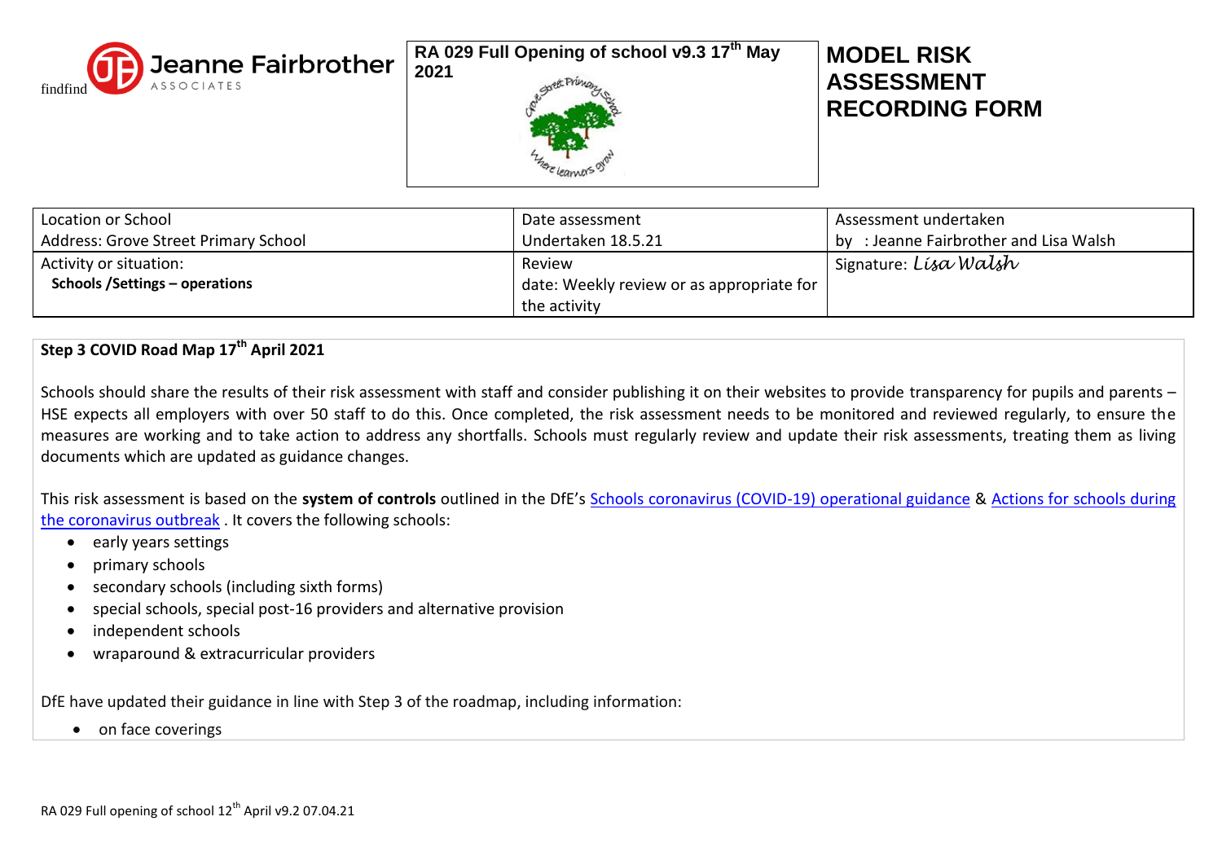Jeanne Fairbrother ASSOCIATES

**RA 029 Full Opening of school v9.3 17th May 2021**

# MODEL RISK ASSESSMENT RECORDING FORM

| Location or School<br>Address: Grove Street Primary School | Date assessment<br>Undertaken 18.5.21 | Assessment undertaken<br>by : Jeanne Fairbrother and Lisa Walsh |
|---|---|---|
| Activity or situation:<br>**Schools /Settings – operations** | Review<br>date: Weekly review or as appropriate for the activity | Signature: *Lisa Walsh* |

**Step 3 COVID Road Map 17th April 2021**

Schools should share the results of their risk assessment with staff and consider publishing it on their websites to provide transparency for pupils and parents – HSE expects all employers with over 50 staff to do this. Once completed, the risk assessment needs to be monitored and reviewed regularly, to ensure the measures are working and to take action to address any shortfalls. Schools must regularly review and update their risk assessments, treating them as living documents which are updated as guidance changes.

This risk assessment is based on the **system of controls** outlined in the DfE's [Schools coronavirus (COVID-19) operational guidance] & [Actions for schools during the coronavirus outbreak] . It covers the following schools:

- early years settings
- primary schools
- secondary schools (including sixth forms)
- special schools, special post-16 providers and alternative provision
- independent schools
- wraparound & extracurricular providers

DfE have updated their guidance in line with Step 3 of the roadmap, including information:

- on face coverings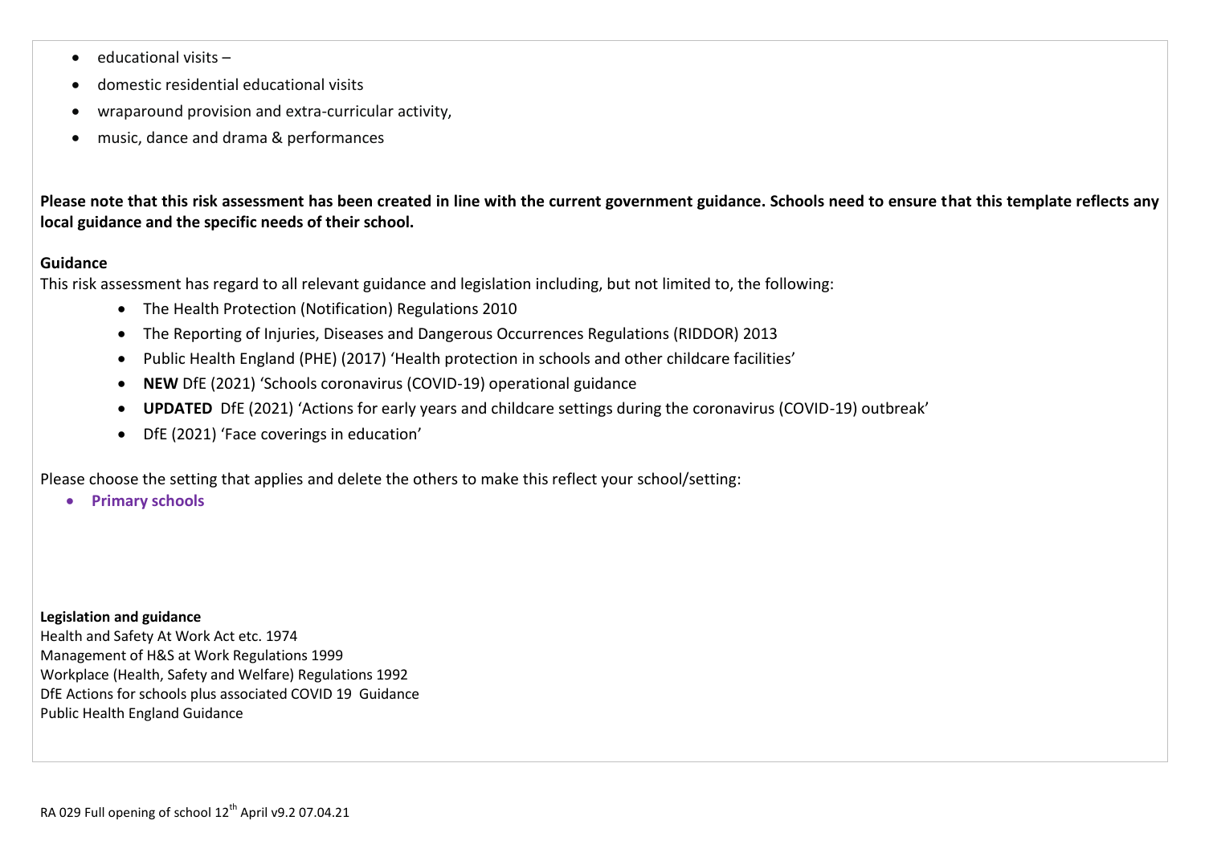- educational visits –
- domestic residential educational visits
- wraparound provision and extra-curricular activity,
- music, dance and drama & performances

**Please note that this risk assessment has been created in line with the current government guidance. Schools need to ensure that this template reflects any local guidance and the specific needs of their school.**

**Guidance**

This risk assessment has regard to all relevant guidance and legislation including, but not limited to, the following:

- The Health Protection (Notification) Regulations 2010
- The Reporting of Injuries, Diseases and Dangerous Occurrences Regulations (RIDDOR) 2013
- Public Health England (PHE) (2017) 'Health protection in schools and other childcare facilities'
- **NEW** DfE (2021) 'Schools coronavirus (COVID-19) operational guidance
- **UPDATED** DfE (2021) 'Actions for early years and childcare settings during the coronavirus (COVID-19) outbreak'
- DfE (2021) 'Face coverings in education'

Please choose the setting that applies and delete the others to make this reflect your school/setting:

- **Primary schools**

**Legislation and guidance**

Health and Safety At Work Act etc. 1974
Management of H&S at Work Regulations 1999
Workplace (Health, Safety and Welfare) Regulations 1992
DfE Actions for schools plus associated COVID 19 Guidance
Public Health England Guidance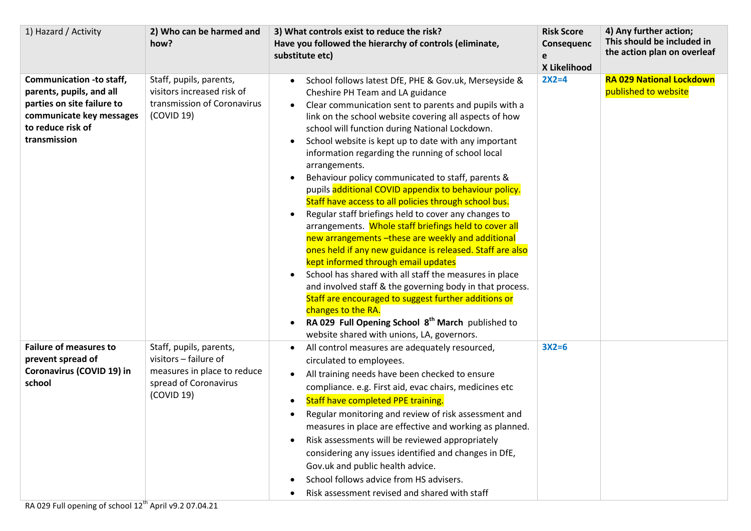| 1) Hazard / Activity | 2) Who can be harmed and how? | 3) What controls exist to reduce the risk? Have you followed the hierarchy of controls (eliminate, substitute etc) | Risk Score Consequence X Likelihood | 4) Any further action; This should be included in the action plan on overleaf |
|---|---|---|---|---|
| **Communication -to staff, parents, pupils, and all parties on site failure to communicate key messages to reduce risk of transmission** | Staff, pupils, parents, visitors increased risk of transmission of Coronavirus (COVID 19) | • School follows latest DfE, PHE & Gov.uk, Merseyside & Cheshire PH Team and LA guidance<br>• Clear communication sent to parents and pupils with a link on the school website covering all aspects of how school will function during National Lockdown.<br>• School website is kept up to date with any important information regarding the running of school local arrangements.<br>• Behaviour policy communicated to staff, parents & pupils additional COVID appendix to behaviour policy. Staff have access to all policies through school bus.<br>• Regular staff briefings held to cover any changes to arrangements. Whole staff briefings held to cover all new arrangements –these are weekly and additional ones held if any new guidance is released. Staff are also kept informed through email updates<br>• School has shared with all staff the measures in place and involved staff & the governing body in that process. Staff are encouraged to suggest further additions or changes to the RA.<br>• **RA 029 Full Opening School 8th March** published to website shared with unions, LA, governors. | 2X2=4 | **RA 029 National Lockdown** published to website |
| **Failure of measures to prevent spread of Coronavirus (COVID 19) in school** | Staff, pupils, parents, visitors – failure of measures in place to reduce spread of Coronavirus (COVID 19) | • All control measures are adequately resourced, circulated to employees.<br>• All training needs have been checked to ensure compliance. e.g. First aid, evac chairs, medicines etc<br>• Staff have completed PPE training.<br>• Regular monitoring and review of risk assessment and measures in place are effective and working as planned.<br>• Risk assessments will be reviewed appropriately considering any issues identified and changes in DfE, Gov.uk and public health advice.<br>• School follows advice from HS advisers.<br>• Risk assessment revised and shared with staff | 3X2=6 | |

RA 029 Full opening of school 12th April v9.2 07.04.21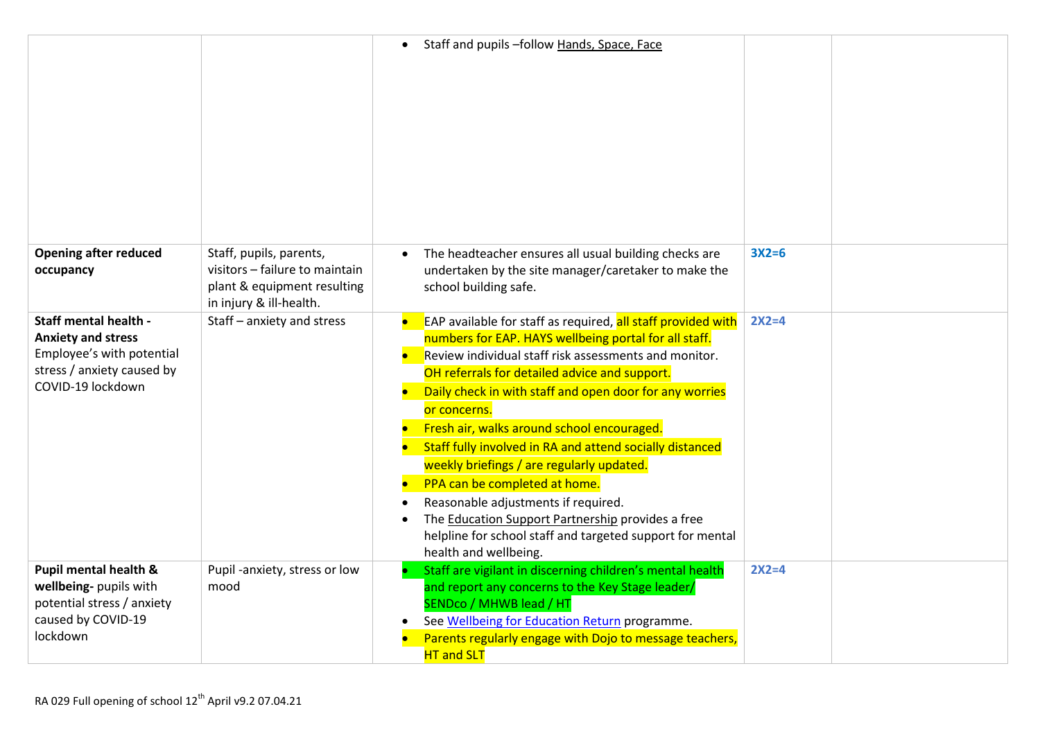| | | | | |
|---|---|---|---|---|
| | | • Staff and pupils –follow Hands, Space, Face | | |
| **Opening after reduced occupancy** | Staff, pupils, parents, visitors – failure to maintain plant & equipment resulting in injury & ill-health. | • The headteacher ensures all usual building checks are undertaken by the site manager/caretaker to make the school building safe. | **3X2=6** | |
| **Staff mental health - Anxiety and stress** Employee's with potential stress / anxiety caused by COVID-19 lockdown | Staff – anxiety and stress | • EAP available for staff as required, all staff provided with numbers for EAP. HAYS wellbeing portal for all staff.<br>• Review individual staff risk assessments and monitor. OH referrals for detailed advice and support.<br>• Daily check in with staff and open door for any worries or concerns.<br>• Fresh air, walks around school encouraged.<br>• Staff fully involved in RA and attend socially distanced weekly briefings / are regularly updated.<br>• PPA can be completed at home.<br>• Reasonable adjustments if required.<br>• The Education Support Partnership provides a free helpline for school staff and targeted support for mental health and wellbeing. | **2X2=4** | |
| **Pupil mental health & wellbeing-** pupils with potential stress / anxiety caused by COVID-19 lockdown | Pupil -anxiety, stress or low mood | • Staff are vigilant in discerning children's mental health and report any concerns to the Key Stage leader/ SENDco / MHWB lead / HT<br>• See Wellbeing for Education Return programme.<br>• Parents regularly engage with Dojo to message teachers, HT and SLT | **2X2=4** | |

RA 029 Full opening of school 12th April v9.2 07.04.21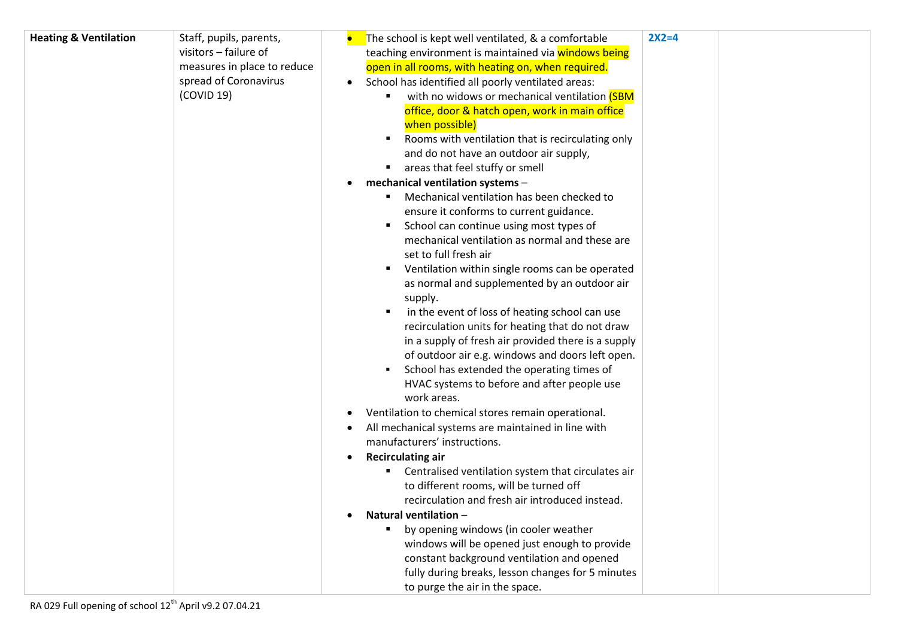| | | | | |
|---|---|---|---|---|
| **Heating & Ventilation** | Staff, pupils, parents, visitors – failure of measures in place to reduce spread of Coronavirus (COVID 19) | • The school is kept well ventilated, & a comfortable teaching environment is maintained via windows being open in all rooms, with heating on, when required.<br>• School has identified all poorly ventilated areas:<br>  ▪ with no widows or mechanical ventilation (SBM office, door & hatch open, work in main office when possible)<br>  ▪ Rooms with ventilation that is recirculating only and do not have an outdoor air supply,<br>  ▪ areas that feel stuffy or smell<br>• **mechanical ventilation systems** –<br>  ▪ Mechanical ventilation has been checked to ensure it conforms to current guidance.<br>  ▪ School can continue using most types of mechanical ventilation as normal and these are set to full fresh air<br>  ▪ Ventilation within single rooms can be operated as normal and supplemented by an outdoor air supply.<br>  ▪ in the event of loss of heating school can use recirculation units for heating that do not draw in a supply of fresh air provided there is a supply of outdoor air e.g. windows and doors left open.<br>  ▪ School has extended the operating times of HVAC systems to before and after people use work areas.<br>• Ventilation to chemical stores remain operational.<br>• All mechanical systems are maintained in line with manufacturers' instructions.<br>• **Recirculating air**<br>  ▪ Centralised ventilation system that circulates air to different rooms, will be turned off recirculation and fresh air introduced instead.<br>• **Natural ventilation** –<br>  ▪ by opening windows (in cooler weather windows will be opened just enough to provide constant background ventilation and opened fully during breaks, lesson changes for 5 minutes to purge the air in the space. | **2X2=4** | |

RA 029 Full opening of school 12th April v9.2 07.04.21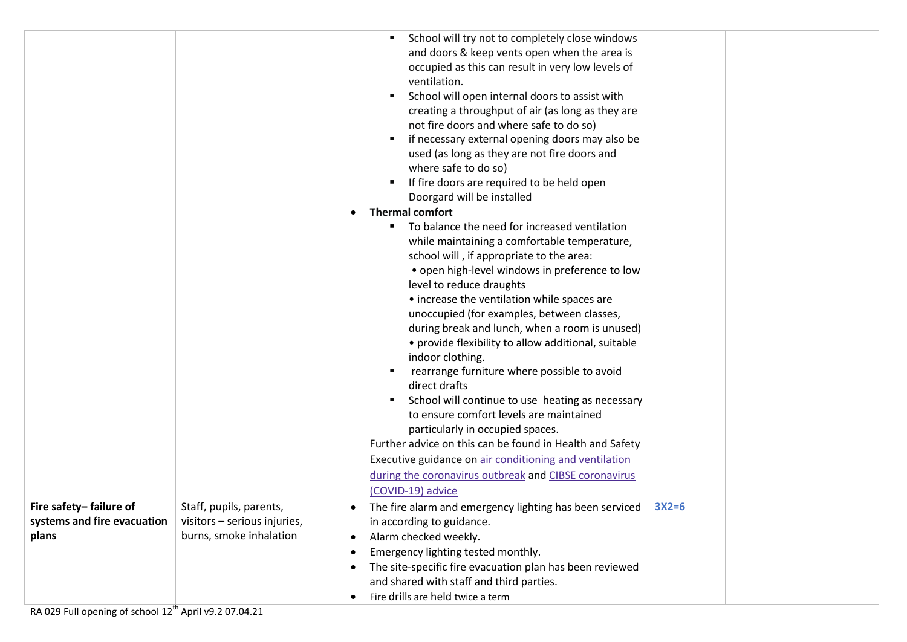| | | | | |
|---|---|---|---|---|
| | | ▪ School will try not to completely close windows and doors & keep vents open when the area is occupied as this can result in very low levels of ventilation.<br>▪ School will open internal doors to assist with creating a throughput of air (as long as they are not fire doors and where safe to do so)<br>▪ if necessary external opening doors may also be used (as long as they are not fire doors and where safe to do so)<br>▪ If fire doors are required to be held open Doorgard will be installed<br>• **Thermal comfort**<br>▪ To balance the need for increased ventilation while maintaining a comfortable temperature, school will , if appropriate to the area:<br>• open high-level windows in preference to low level to reduce draughts<br>• increase the ventilation while spaces are unoccupied (for examples, between classes, during break and lunch, when a room is unused)<br>• provide flexibility to allow additional, suitable indoor clothing.<br>▪ rearrange furniture where possible to avoid direct drafts<br>▪ School will continue to use heating as necessary to ensure comfort levels are maintained particularly in occupied spaces.<br>Further advice on this can be found in Health and Safety Executive guidance on air conditioning and ventilation during the coronavirus outbreak and CIBSE coronavirus (COVID-19) advice | | |
| **Fire safety– failure of systems and fire evacuation plans** | Staff, pupils, parents, visitors – serious injuries, burns, smoke inhalation | • The fire alarm and emergency lighting has been serviced in according to guidance.<br>• Alarm checked weekly.<br>• Emergency lighting tested monthly.<br>• The site-specific fire evacuation plan has been reviewed and shared with staff and third parties.<br>• Fire drills are held twice a term | **3X2=6** | |

RA 029 Full opening of school 12th April v9.2 07.04.21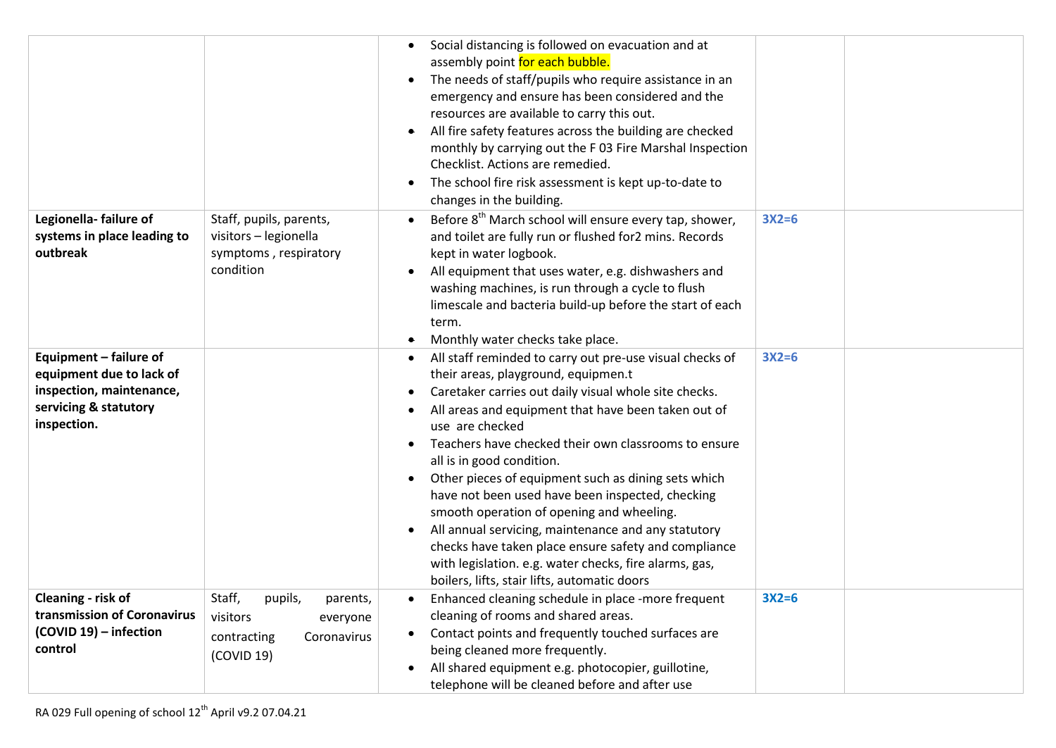| | | | | |
|---|---|---|---|---|
| | | • Social distancing is followed on evacuation and at assembly point for each bubble.<br>• The needs of staff/pupils who require assistance in an emergency and ensure has been considered and the resources are available to carry this out.<br>• All fire safety features across the building are checked monthly by carrying out the F 03 Fire Marshal Inspection Checklist. Actions are remedied.<br>• The school fire risk assessment is kept up-to-date to changes in the building. | | |
| **Legionella- failure of systems in place leading to outbreak** | Staff, pupils, parents, visitors – legionella symptoms , respiratory condition | • Before 8th March school will ensure every tap, shower, and toilet are fully run or flushed for2 mins. Records kept in water logbook.<br>• All equipment that uses water, e.g. dishwashers and washing machines, is run through a cycle to flush limescale and bacteria build-up before the start of each term.<br>• Monthly water checks take place. | **3X2=6** | |
| **Equipment – failure of equipment due to lack of inspection, maintenance, servicing & statutory inspection.** | | • All staff reminded to carry out pre-use visual checks of their areas, playground, equipmen.t<br>• Caretaker carries out daily visual whole site checks.<br>• All areas and equipment that have been taken out of use are checked<br>• Teachers have checked their own classrooms to ensure all is in good condition.<br>• Other pieces of equipment such as dining sets which have not been used have been inspected, checking smooth operation of opening and wheeling.<br>• All annual servicing, maintenance and any statutory checks have taken place ensure safety and compliance with legislation. e.g. water checks, fire alarms, gas, boilers, lifts, stair lifts, automatic doors | **3X2=6** | |
| **Cleaning - risk of transmission of Coronavirus (COVID 19) – infection control** | Staff, pupils, parents, visitors everyone contracting Coronavirus (COVID 19) | • Enhanced cleaning schedule in place -more frequent cleaning of rooms and shared areas.<br>• Contact points and frequently touched surfaces are being cleaned more frequently.<br>• All shared equipment e.g. photocopier, guillotine, telephone will be cleaned before and after use | **3X2=6** | |

RA 029 Full opening of school 12th April v9.2 07.04.21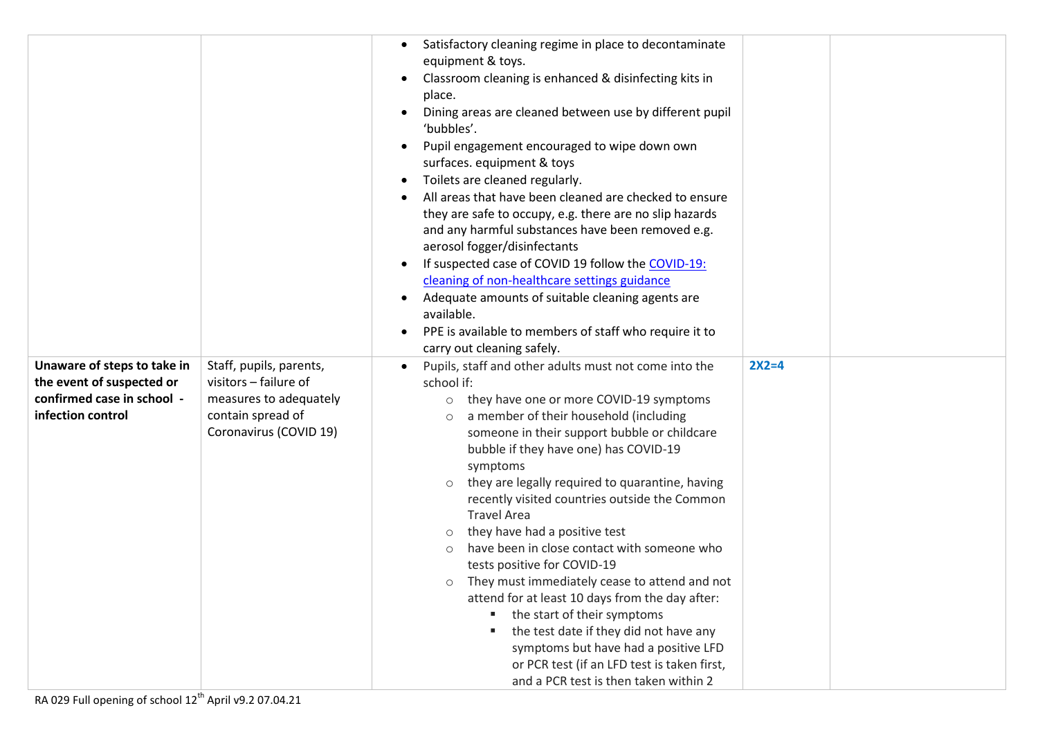| | | | | |
|---|---|---|---|---|
| | | • Satisfactory cleaning regime in place to decontaminate equipment & toys.<br>• Classroom cleaning is enhanced & disinfecting kits in place.<br>• Dining areas are cleaned between use by different pupil 'bubbles'.<br>• Pupil engagement encouraged to wipe down own surfaces. equipment & toys<br>• Toilets are cleaned regularly.<br>• All areas that have been cleaned are checked to ensure they are safe to occupy, e.g. there are no slip hazards and any harmful substances have been removed e.g. aerosol fogger/disinfectants<br>• If suspected case of COVID 19 follow the [COVID-19: cleaning of non-healthcare settings guidance]<br>• Adequate amounts of suitable cleaning agents are available.<br>• PPE is available to members of staff who require it to carry out cleaning safely. | | |
| **Unaware of steps to take in the event of suspected or confirmed case in school - infection control** | Staff, pupils, parents, visitors – failure of measures to adequately contain spread of Coronavirus (COVID 19) | • Pupils, staff and other adults must not come into the school if:<br>  ○ they have one or more COVID-19 symptoms<br>  ○ a member of their household (including someone in their support bubble or childcare bubble if they have one) has COVID-19 symptoms<br>  ○ they are legally required to quarantine, having recently visited countries outside the Common Travel Area<br>  ○ they have had a positive test<br>  ○ have been in close contact with someone who tests positive for COVID-19<br>  ○ They must immediately cease to attend and not attend for at least 10 days from the day after:<br>    ▪ the start of their symptoms<br>    ▪ the test date if they did not have any symptoms but have had a positive LFD or PCR test (if an LFD test is taken first, and a PCR test is then taken within 2 | **2X2=4** | |

RA 029 Full opening of school 12th April v9.2 07.04.21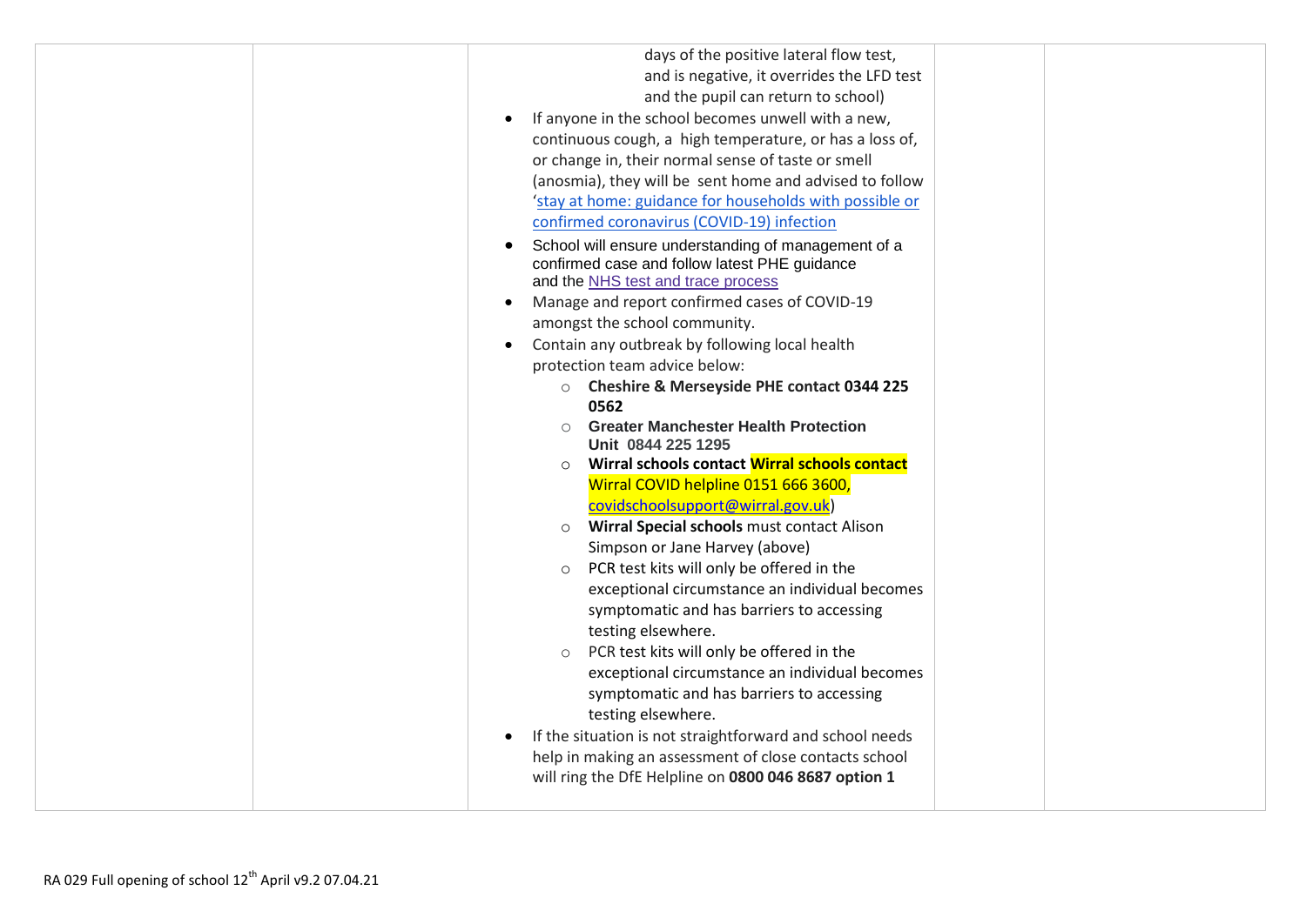| | | days of the positive lateral flow test, and is negative, it overrides the LFD test and the pupil can return to school)<br>• If anyone in the school becomes unwell with a new, continuous cough, a high temperature, or has a loss of, or change in, their normal sense of taste or smell (anosmia), they will be sent home and advised to follow '[stay at home: guidance for households with possible or confirmed coronavirus (COVID-19) infection]()<br>• School will ensure understanding of management of a confirmed case and follow latest PHE guidance and the [NHS test and trace process]()<br>• Manage and report confirmed cases of COVID-19 amongst the school community.<br>• Contain any outbreak by following local health protection team advice below:<br>&nbsp;&nbsp;○ **Cheshire & Merseyside PHE contact 0344 225 0562**<br>&nbsp;&nbsp;○ **Greater Manchester Health Protection Unit 0844 225 1295**<br>&nbsp;&nbsp;○ **Wirral schools contact Wirral schools contact** Wirral COVID helpline 0151 666 3600, covidschoolsupport@wirral.gov.uk)<br>&nbsp;&nbsp;○ **Wirral Special schools** must contact Alison Simpson or Jane Harvey (above)<br>&nbsp;&nbsp;○ PCR test kits will only be offered in the exceptional circumstance an individual becomes symptomatic and has barriers to accessing testing elsewhere.<br>&nbsp;&nbsp;○ PCR test kits will only be offered in the exceptional circumstance an individual becomes symptomatic and has barriers to accessing testing elsewhere.<br>• If the situation is not straightforward and school needs help in making an assessment of close contacts school will ring the DfE Helpline on **0800 046 8687 option 1** | | |
|---|---|---|---|---|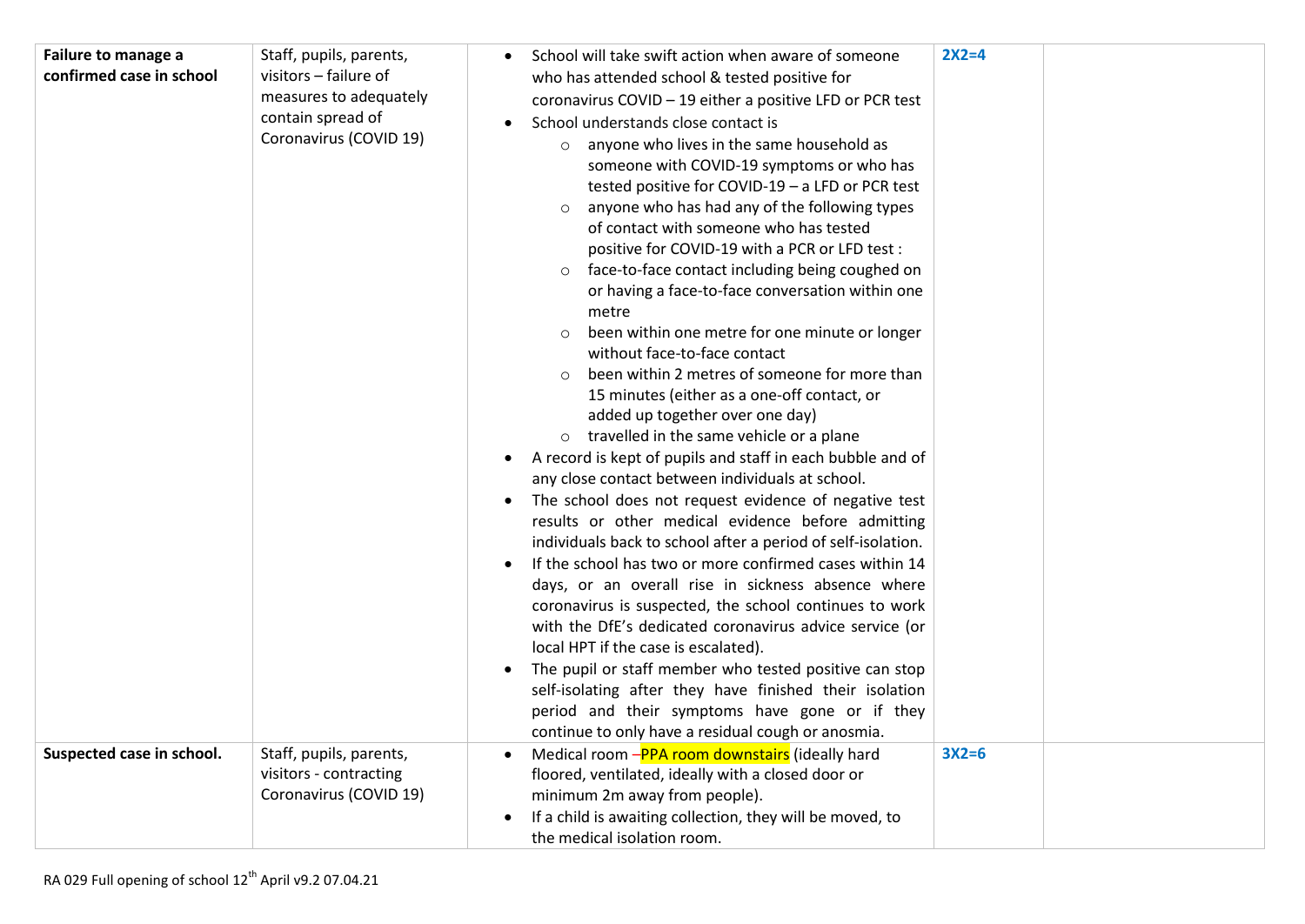| | | | | |
|---|---|---|---|---|
| **Failure to manage a confirmed case in school** | Staff, pupils, parents, visitors – failure of measures to adequately contain spread of Coronavirus (COVID 19) | • School will take swift action when aware of someone who has attended school & tested positive for coronavirus COVID – 19 either a positive LFD or PCR test<br>• School understands close contact is<br>&nbsp;&nbsp;&nbsp;&nbsp;○ anyone who lives in the same household as someone with COVID-19 symptoms or who has tested positive for COVID-19 – a LFD or PCR test<br>&nbsp;&nbsp;&nbsp;&nbsp;○ anyone who has had any of the following types of contact with someone who has tested positive for COVID-19 with a PCR or LFD test :<br>&nbsp;&nbsp;&nbsp;&nbsp;○ face-to-face contact including being coughed on or having a face-to-face conversation within one metre<br>&nbsp;&nbsp;&nbsp;&nbsp;○ been within one metre for one minute or longer without face-to-face contact<br>&nbsp;&nbsp;&nbsp;&nbsp;○ been within 2 metres of someone for more than 15 minutes (either as a one-off contact, or added up together over one day)<br>&nbsp;&nbsp;&nbsp;&nbsp;○ travelled in the same vehicle or a plane<br>• A record is kept of pupils and staff in each bubble and of any close contact between individuals at school.<br>• The school does not request evidence of negative test results or other medical evidence before admitting individuals back to school after a period of self-isolation.<br>• If the school has two or more confirmed cases within 14 days, or an overall rise in sickness absence where coronavirus is suspected, the school continues to work with the DfE's dedicated coronavirus advice service (or local HPT if the case is escalated).<br>• The pupil or staff member who tested positive can stop self-isolating after they have finished their isolation period and their symptoms have gone or if they continue to only have a residual cough or anosmia. | **2X2=4** | |
| **Suspected case in school.** | Staff, pupils, parents, visitors - contracting Coronavirus (COVID 19) | • Medical room –PPA room downstairs (ideally hard floored, ventilated, ideally with a closed door or minimum 2m away from people).<br>• If a child is awaiting collection, they will be moved, to the medical isolation room. | **3X2=6** | |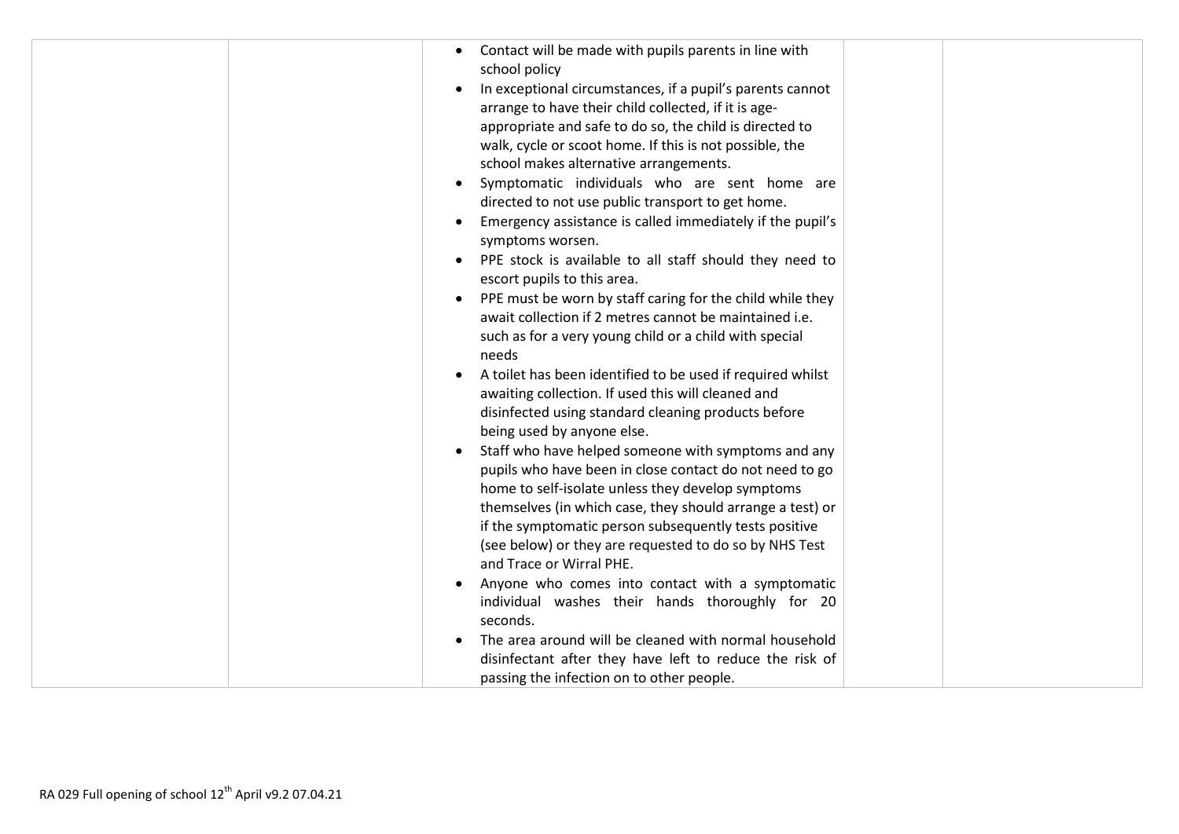|  |  |  |  |  |
|---|---|---|---|---|
|  |  | • Contact will be made with pupils parents in line with school policy<br>• In exceptional circumstances, if a pupil's parents cannot arrange to have their child collected, if it is age-appropriate and safe to do so, the child is directed to walk, cycle or scoot home. If this is not possible, the school makes alternative arrangements.<br>• Symptomatic individuals who are sent home are directed to not use public transport to get home.<br>• Emergency assistance is called immediately if the pupil's symptoms worsen.<br>• PPE stock is available to all staff should they need to escort pupils to this area.<br>• PPE must be worn by staff caring for the child while they await collection if 2 metres cannot be maintained i.e. such as for a very young child or a child with special needs<br>• A toilet has been identified to be used if required whilst awaiting collection. If used this will cleaned and disinfected using standard cleaning products before being used by anyone else.<br>• Staff who have helped someone with symptoms and any pupils who have been in close contact do not need to go home to self-isolate unless they develop symptoms themselves (in which case, they should arrange a test) or if the symptomatic person subsequently tests positive (see below) or they are requested to do so by NHS Test and Trace or Wirral PHE.<br>• Anyone who comes into contact with a symptomatic individual washes their hands thoroughly for 20 seconds.<br>• The area around will be cleaned with normal household disinfectant after they have left to reduce the risk of passing the infection on to other people. |  |  |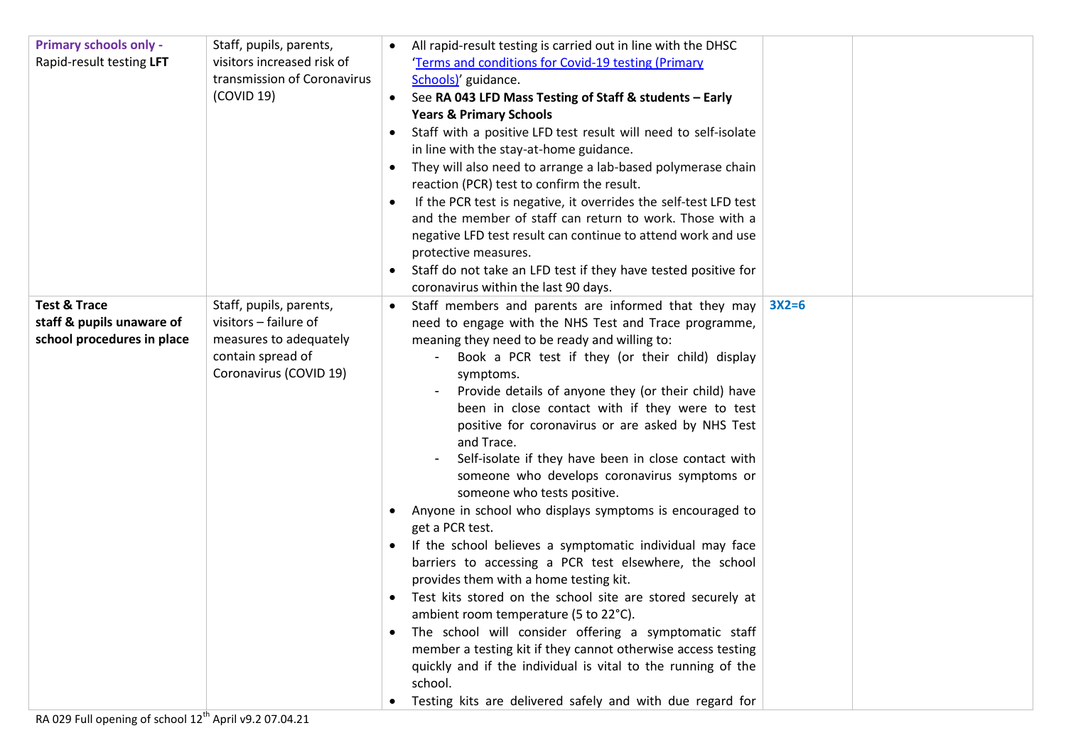| | | | | |
|---|---|---|---|---|
| **Primary schools only -** Rapid-result testing **LFT** | Staff, pupils, parents, visitors increased risk of transmission of Coronavirus (COVID 19) | • All rapid-result testing is carried out in line with the DHSC 'Terms and conditions for Covid-19 testing (Primary Schools)' guidance.<br>• See **RA 043 LFD Mass Testing of Staff & students – Early Years & Primary Schools**<br>• Staff with a positive LFD test result will need to self-isolate in line with the stay-at-home guidance.<br>• They will also need to arrange a lab-based polymerase chain reaction (PCR) test to confirm the result.<br>• If the PCR test is negative, it overrides the self-test LFD test and the member of staff can return to work. Those with a negative LFD test result can continue to attend work and use protective measures.<br>• Staff do not take an LFD test if they have tested positive for coronavirus within the last 90 days. | | |
| **Test & Trace staff & pupils unaware of school procedures in place** | Staff, pupils, parents, visitors – failure of measures to adequately contain spread of Coronavirus (COVID 19) | • Staff members and parents are informed that they may need to engage with the NHS Test and Trace programme, meaning they need to be ready and willing to:<br>- Book a PCR test if they (or their child) display symptoms.<br>- Provide details of anyone they (or their child) have been in close contact with if they were to test positive for coronavirus or are asked by NHS Test and Trace.<br>- Self-isolate if they have been in close contact with someone who develops coronavirus symptoms or someone who tests positive.<br>• Anyone in school who displays symptoms is encouraged to get a PCR test.<br>• If the school believes a symptomatic individual may face barriers to accessing a PCR test elsewhere, the school provides them with a home testing kit.<br>• Test kits stored on the school site are stored securely at ambient room temperature (5 to 22°C).<br>• The school will consider offering a symptomatic staff member a testing kit if they cannot otherwise access testing quickly and if the individual is vital to the running of the school.<br>• Testing kits are delivered safely and with due regard for | **3X2=6** | |

RA 029 Full opening of school 12th April v9.2 07.04.21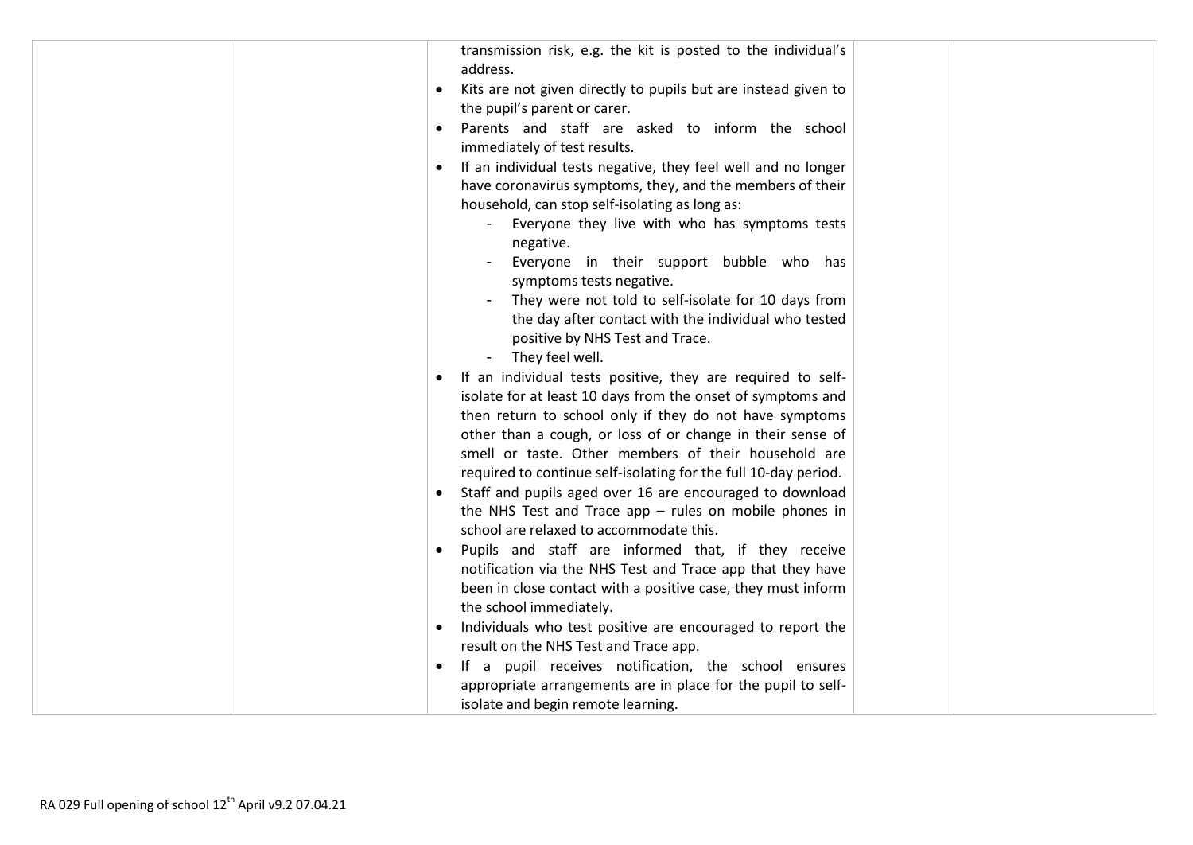| | | | | |
|---|---|---|---|---|
| | | transmission risk, e.g. the kit is posted to the individual's address.<br>• Kits are not given directly to pupils but are instead given to the pupil's parent or carer.<br>• Parents and staff are asked to inform the school immediately of test results.<br>• If an individual tests negative, they feel well and no longer have coronavirus symptoms, they, and the members of their household, can stop self-isolating as long as:<br>- Everyone they live with who has symptoms tests negative.<br>- Everyone in their support bubble who has symptoms tests negative.<br>- They were not told to self-isolate for 10 days from the day after contact with the individual who tested positive by NHS Test and Trace.<br>- They feel well.<br>• If an individual tests positive, they are required to self-isolate for at least 10 days from the onset of symptoms and then return to school only if they do not have symptoms other than a cough, or loss of or change in their sense of smell or taste. Other members of their household are required to continue self-isolating for the full 10-day period.<br>• Staff and pupils aged over 16 are encouraged to download the NHS Test and Trace app – rules on mobile phones in school are relaxed to accommodate this.<br>• Pupils and staff are informed that, if they receive notification via the NHS Test and Trace app that they have been in close contact with a positive case, they must inform the school immediately.<br>• Individuals who test positive are encouraged to report the result on the NHS Test and Trace app.<br>• If a pupil receives notification, the school ensures appropriate arrangements are in place for the pupil to self-isolate and begin remote learning. | | |

RA 029 Full opening of school 12th April v9.2 07.04.21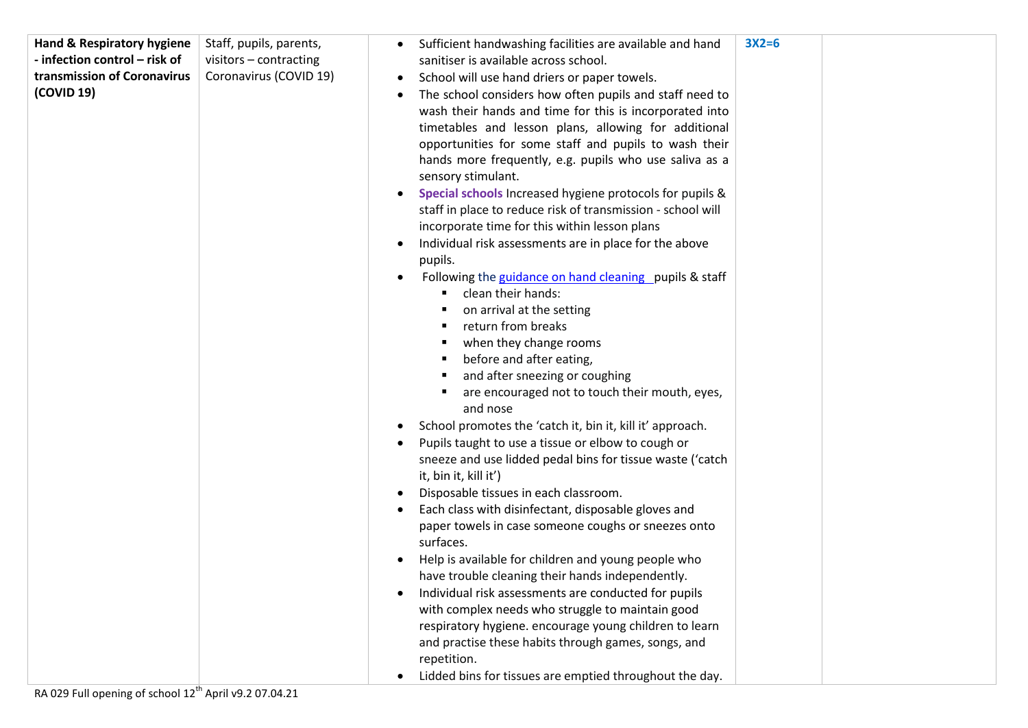| Hand & Respiratory hygiene - infection control – risk of transmission of Coronavirus (COVID 19) | Staff, pupils, parents, visitors – contracting Coronavirus (COVID 19) | • Sufficient handwashing facilities are available and hand sanitiser is available across school.<br>• School will use hand driers or paper towels.<br>• The school considers how often pupils and staff need to wash their hands and time for this is incorporated into timetables and lesson plans, allowing for additional opportunities for some staff and pupils to wash their hands more frequently, e.g. pupils who use saliva as a sensory stimulant.<br>• **Special schools** Increased hygiene protocols for pupils & staff in place to reduce risk of transmission - school will incorporate time for this within lesson plans<br>• Individual risk assessments are in place for the above pupils.<br>• Following the [guidance on hand cleaning](#) pupils & staff<br>  ▪ clean their hands:<br>  ▪ on arrival at the setting<br>  ▪ return from breaks<br>  ▪ when they change rooms<br>  ▪ before and after eating,<br>  ▪ and after sneezing or coughing<br>  ▪ are encouraged not to touch their mouth, eyes, and nose<br>• School promotes the 'catch it, bin it, kill it' approach.<br>• Pupils taught to use a tissue or elbow to cough or sneeze and use lidded pedal bins for tissue waste ('catch it, bin it, kill it')<br>• Disposable tissues in each classroom.<br>• Each class with disinfectant, disposable gloves and paper towels in case someone coughs or sneezes onto surfaces.<br>• Help is available for children and young people who have trouble cleaning their hands independently.<br>• Individual risk assessments are conducted for pupils with complex needs who struggle to maintain good respiratory hygiene. encourage young children to learn and practise these habits through games, songs, and repetition.<br>• Lidded bins for tissues are emptied throughout the day. | 3X2=6 | |
|---|---|---|---|---|

RA 029 Full opening of school 12th April v9.2 07.04.21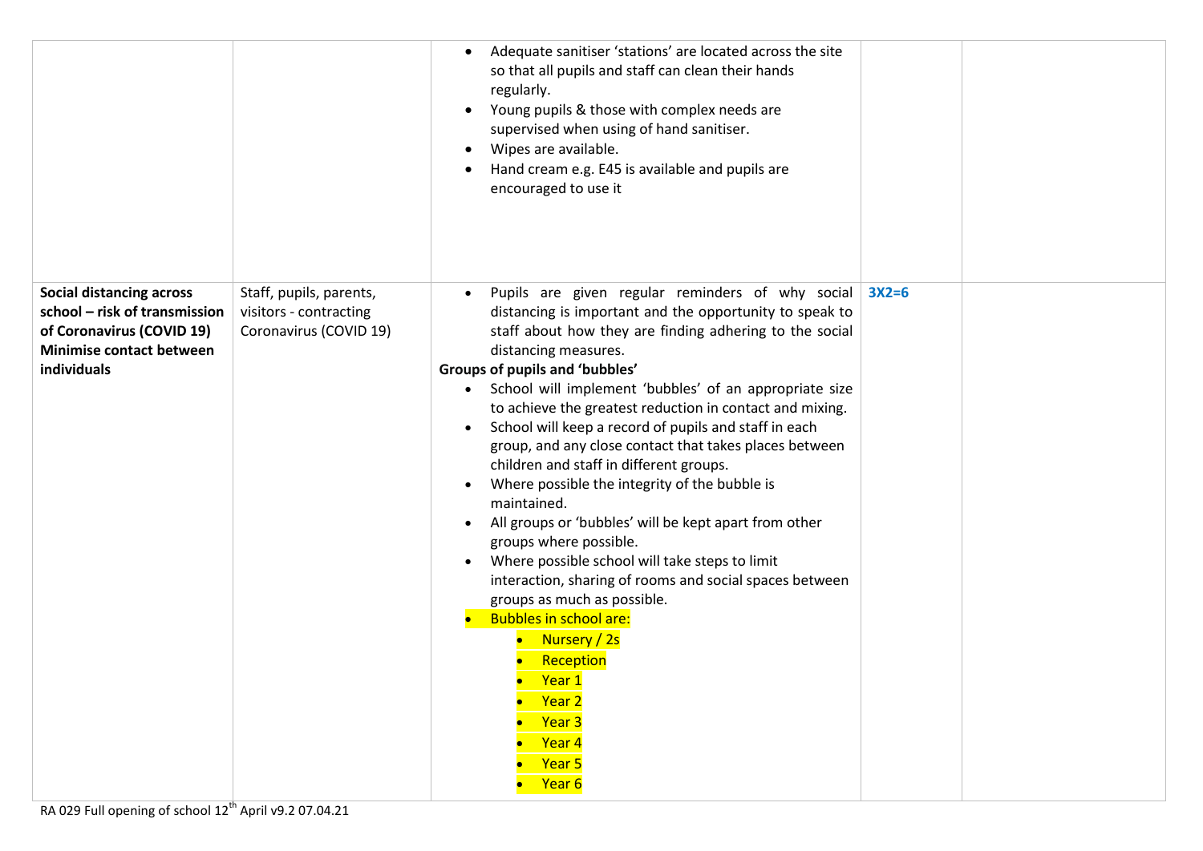| | | | | |
|---|---|---|---|---|
| | | • Adequate sanitiser 'stations' are located across the site so that all pupils and staff can clean their hands regularly.<br>• Young pupils & those with complex needs are supervised when using of hand sanitiser.<br>• Wipes are available.<br>• Hand cream e.g. E45 is available and pupils are encouraged to use it | | |
| **Social distancing across school – risk of transmission of Coronavirus (COVID 19) Minimise contact between individuals** | Staff, pupils, parents, visitors - contracting Coronavirus (COVID 19) | • Pupils are given regular reminders of why social distancing is important and the opportunity to speak to staff about how they are finding adhering to the social distancing measures.<br>**Groups of pupils and 'bubbles'**<br>• School will implement 'bubbles' of an appropriate size to achieve the greatest reduction in contact and mixing.<br>• School will keep a record of pupils and staff in each group, and any close contact that takes places between children and staff in different groups.<br>• Where possible the integrity of the bubble is maintained.<br>• All groups or 'bubbles' will be kept apart from other groups where possible.<br>• Where possible school will take steps to limit interaction, sharing of rooms and social spaces between groups as much as possible.<br>• Bubbles in school are:<br>  ◦ Nursery / 2s<br>  ◦ Reception<br>  ◦ Year 1<br>  ◦ Year 2<br>  ◦ Year 3<br>  ◦ Year 4<br>  ◦ Year 5<br>  ◦ Year 6 | **3X2=6** | |

RA 029 Full opening of school 12th April v9.2 07.04.21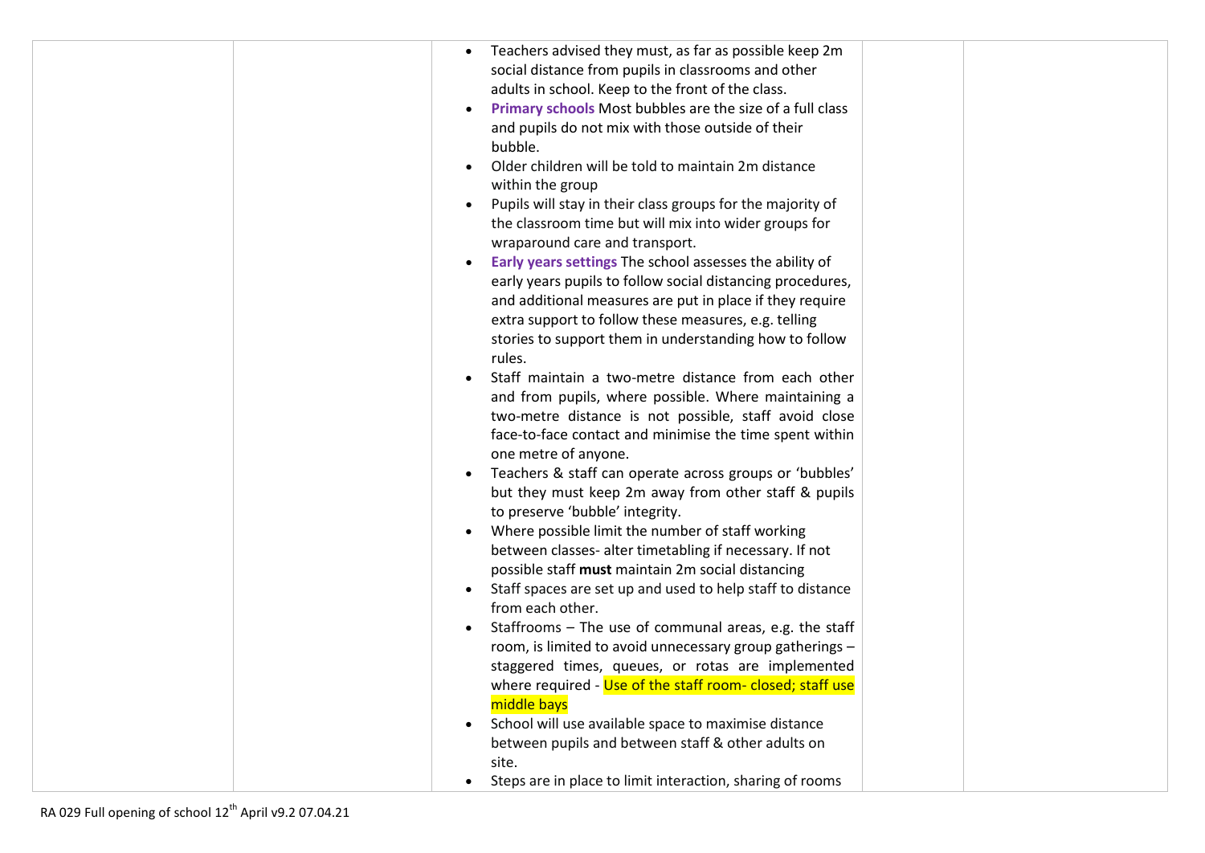| | | | | |
|---|---|---|---|---|
| | | <ul><li>Teachers advised they must, as far as possible keep 2m social distance from pupils in classrooms and other adults in school. Keep to the front of the class.</li><li>**Primary schools** Most bubbles are the size of a full class and pupils do not mix with those outside of their bubble.</li><li>Older children will be told to maintain 2m distance within the group</li><li>Pupils will stay in their class groups for the majority of the classroom time but will mix into wider groups for wraparound care and transport.</li><li>**Early years settings** The school assesses the ability of early years pupils to follow social distancing procedures, and additional measures are put in place if they require extra support to follow these measures, e.g. telling stories to support them in understanding how to follow rules.</li><li>Staff maintain a two-metre distance from each other and from pupils, where possible. Where maintaining a two-metre distance is not possible, staff avoid close face-to-face contact and minimise the time spent within one metre of anyone.</li><li>Teachers & staff can operate across groups or 'bubbles' but they must keep 2m away from other staff & pupils to preserve 'bubble' integrity.</li><li>Where possible limit the number of staff working between classes- alter timetabling if necessary. If not possible staff **must** maintain 2m social distancing</li><li>Staff spaces are set up and used to help staff to distance from each other.</li><li>Staffrooms – The use of communal areas, e.g. the staff room, is limited to avoid unnecessary group gatherings – staggered times, queues, or rotas are implemented where required - Use of the staff room- closed; staff use middle bays</li><li>School will use available space to maximise distance between pupils and between staff & other adults on site.</li><li>Steps are in place to limit interaction, sharing of rooms</li></ul> | | |

RA 029 Full opening of school 12th April v9.2 07.04.21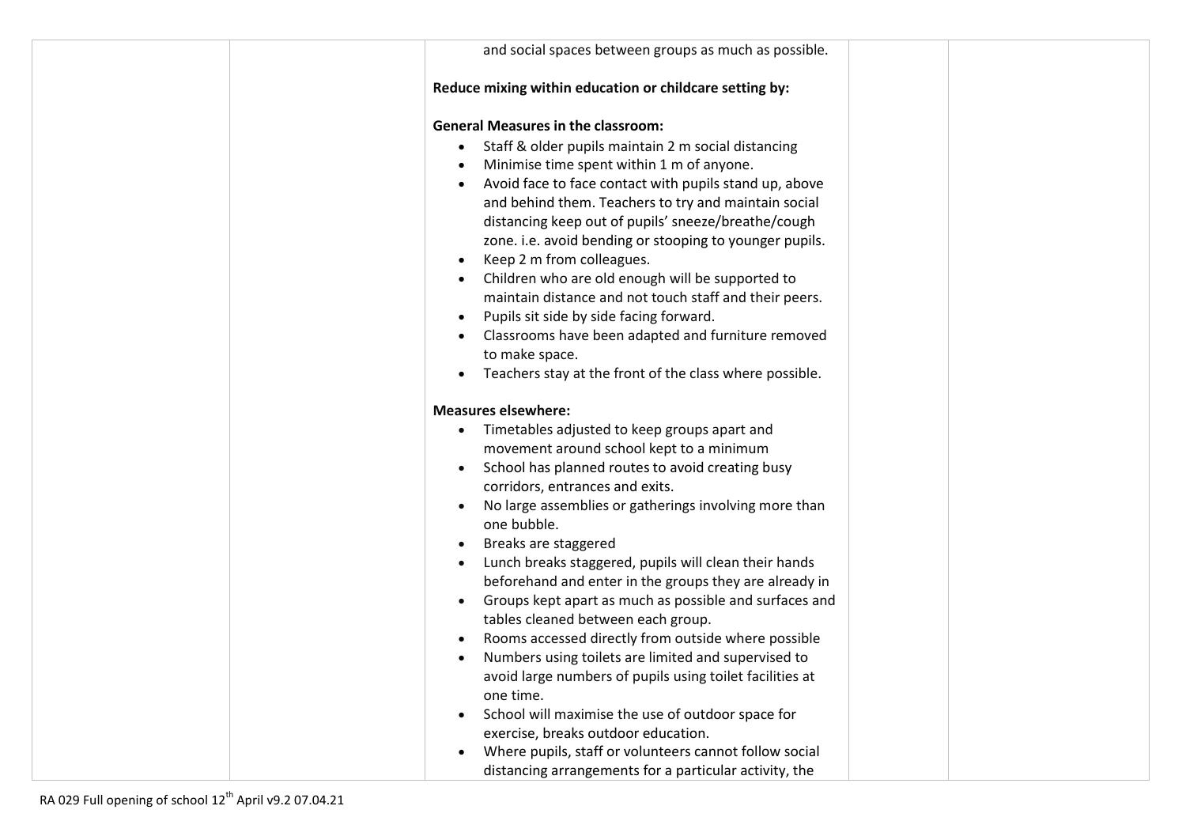| | | | | |
|---|---|---|---|---|
| | | and social spaces between groups as much as possible.<br><br>**Reduce mixing within education or childcare setting by:**<br><br>**General Measures in the classroom:**<br>• Staff & older pupils maintain 2 m social distancing<br>• Minimise time spent within 1 m of anyone.<br>• Avoid face to face contact with pupils stand up, above and behind them. Teachers to try and maintain social distancing keep out of pupils' sneeze/breathe/cough zone. i.e. avoid bending or stooping to younger pupils.<br>• Keep 2 m from colleagues.<br>• Children who are old enough will be supported to maintain distance and not touch staff and their peers.<br>• Pupils sit side by side facing forward.<br>• Classrooms have been adapted and furniture removed to make space.<br>• Teachers stay at the front of the class where possible.<br><br>**Measures elsewhere:**<br>• Timetables adjusted to keep groups apart and movement around school kept to a minimum<br>• School has planned routes to avoid creating busy corridors, entrances and exits.<br>• No large assemblies or gatherings involving more than one bubble.<br>• Breaks are staggered<br>• Lunch breaks staggered, pupils will clean their hands beforehand and enter in the groups they are already in<br>• Groups kept apart as much as possible and surfaces and tables cleaned between each group.<br>• Rooms accessed directly from outside where possible<br>• Numbers using toilets are limited and supervised to avoid large numbers of pupils using toilet facilities at one time.<br>• School will maximise the use of outdoor space for exercise, breaks outdoor education.<br>• Where pupils, staff or volunteers cannot follow social distancing arrangements for a particular activity, the | | |

RA 029 Full opening of school 12th April v9.2 07.04.21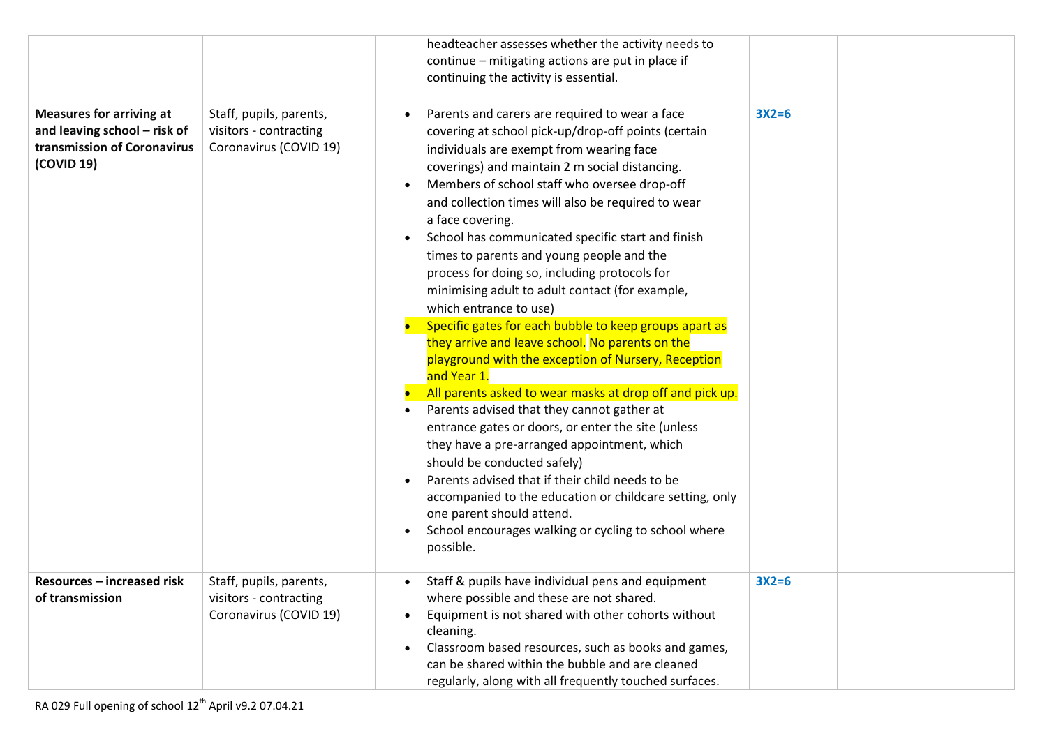| | | | | |
|---|---|---|---|---|
| | | headteacher assesses whether the activity needs to continue – mitigating actions are put in place if continuing the activity is essential. | | |
| **Measures for arriving at and leaving school – risk of transmission of Coronavirus (COVID 19)** | Staff, pupils, parents, visitors - contracting Coronavirus (COVID 19) | • Parents and carers are required to wear a face covering at school pick-up/drop-off points (certain individuals are exempt from wearing face coverings) and maintain 2 m social distancing.<br>• Members of school staff who oversee drop-off and collection times will also be required to wear a face covering.<br>• School has communicated specific start and finish times to parents and young people and the process for doing so, including protocols for minimising adult to adult contact (for example, which entrance to use)<br>• Specific gates for each bubble to keep groups apart as they arrive and leave school. No parents on the playground with the exception of Nursery, Reception and Year 1.<br>• All parents asked to wear masks at drop off and pick up.<br>• Parents advised that they cannot gather at entrance gates or doors, or enter the site (unless they have a pre-arranged appointment, which should be conducted safely)<br>• Parents advised that if their child needs to be accompanied to the education or childcare setting, only one parent should attend.<br>• School encourages walking or cycling to school where possible. | **3X2=6** | |
| **Resources – increased risk of transmission** | Staff, pupils, parents, visitors - contracting Coronavirus (COVID 19) | • Staff & pupils have individual pens and equipment where possible and these are not shared.<br>• Equipment is not shared with other cohorts without cleaning.<br>• Classroom based resources, such as books and games, can be shared within the bubble and are cleaned regularly, along with all frequently touched surfaces. | **3X2=6** | |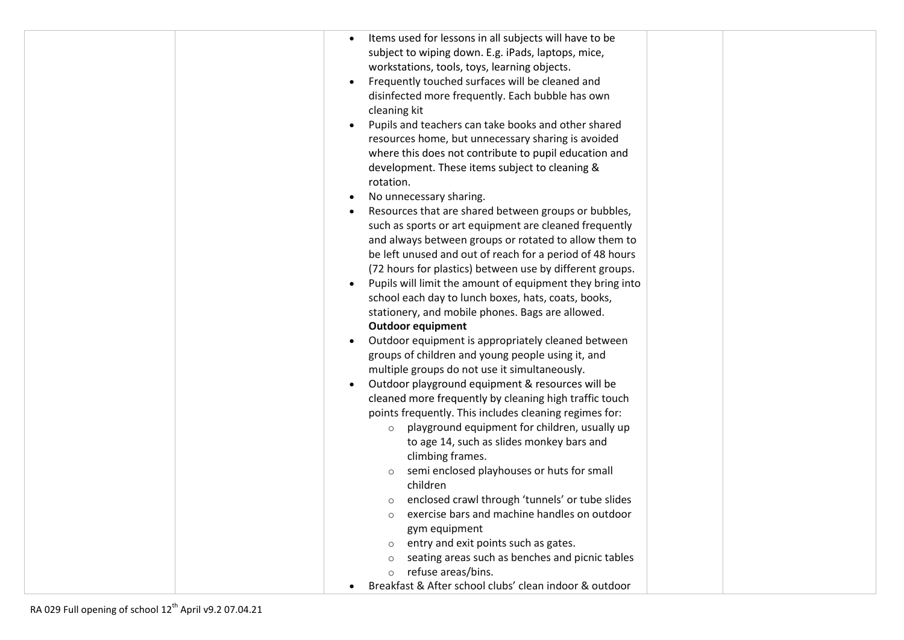| | | | | |
|---|---|---|---|---|
| | | • Items used for lessons in all subjects will have to be subject to wiping down. E.g. iPads, laptops, mice, workstations, tools, toys, learning objects.<br>• Frequently touched surfaces will be cleaned and disinfected more frequently. Each bubble has own cleaning kit<br>• Pupils and teachers can take books and other shared resources home, but unnecessary sharing is avoided where this does not contribute to pupil education and development. These items subject to cleaning & rotation.<br>• No unnecessary sharing.<br>• Resources that are shared between groups or bubbles, such as sports or art equipment are cleaned frequently and always between groups or rotated to allow them to be left unused and out of reach for a period of 48 hours (72 hours for plastics) between use by different groups.<br>• Pupils will limit the amount of equipment they bring into school each day to lunch boxes, hats, coats, books, stationery, and mobile phones. Bags are allowed.<br>**Outdoor equipment**<br>• Outdoor equipment is appropriately cleaned between groups of children and young people using it, and multiple groups do not use it simultaneously.<br>• Outdoor playground equipment & resources will be cleaned more frequently by cleaning high traffic touch points frequently. This includes cleaning regimes for:<br>&nbsp;&nbsp;&nbsp;&nbsp;○ playground equipment for children, usually up to age 14, such as slides monkey bars and climbing frames.<br>&nbsp;&nbsp;&nbsp;&nbsp;○ semi enclosed playhouses or huts for small children<br>&nbsp;&nbsp;&nbsp;&nbsp;○ enclosed crawl through 'tunnels' or tube slides<br>&nbsp;&nbsp;&nbsp;&nbsp;○ exercise bars and machine handles on outdoor gym equipment<br>&nbsp;&nbsp;&nbsp;&nbsp;○ entry and exit points such as gates.<br>&nbsp;&nbsp;&nbsp;&nbsp;○ seating areas such as benches and picnic tables<br>&nbsp;&nbsp;&nbsp;&nbsp;○ refuse areas/bins.<br>• Breakfast & After school clubs' clean indoor & outdoor | | |

RA 029 Full opening of school 12th April v9.2 07.04.21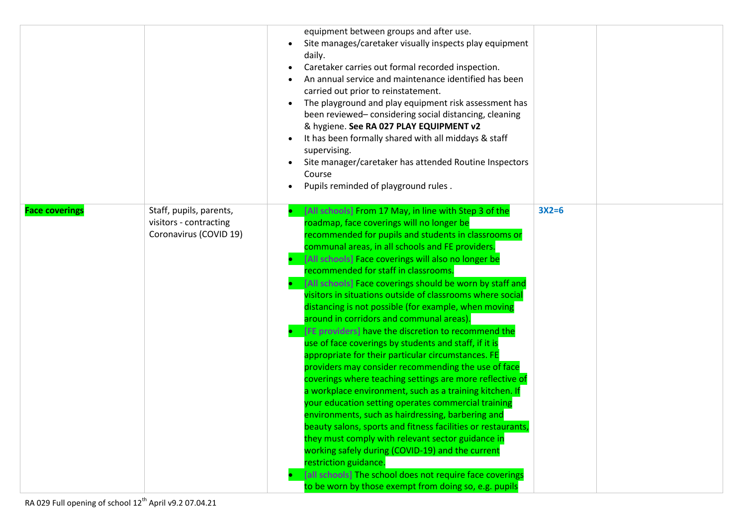| | | | | |
|---|---|---|---|---|
| | | • equipment between groups and after use.<br>• Site manages/caretaker visually inspects play equipment daily.<br>• Caretaker carries out formal recorded inspection.<br>• An annual service and maintenance identified has been carried out prior to reinstatement.<br>• The playground and play equipment risk assessment has been reviewed– considering social distancing, cleaning & hygiene. **See RA 027 PLAY EQUIPMENT v2**<br>• It has been formally shared with all middays & staff supervising.<br>• Site manager/caretaker has attended Routine Inspectors Course<br>• Pupils reminded of playground rules . | | |
| **Face coverings** | Staff, pupils, parents, visitors - contracting Coronavirus (COVID 19) | • [All schools] From 17 May, in line with Step 3 of the roadmap, face coverings will no longer be recommended for pupils and students in classrooms or communal areas, in all schools and FE providers.<br>• [All schools] Face coverings will also no longer be recommended for staff in classrooms.<br>• [All schools] Face coverings should be worn by staff and visitors in situations outside of classrooms where social distancing is not possible (for example, when moving around in corridors and communal areas).<br>• [FE providers] have the discretion to recommend the use of face coverings by students and staff, if it is appropriate for their particular circumstances. FE providers may consider recommending the use of face coverings where teaching settings are more reflective of a workplace environment, such as a training kitchen. If your education setting operates commercial training environments, such as hairdressing, barbering and beauty salons, sports and fitness facilities or restaurants, they must comply with relevant sector guidance in working safely during (COVID-19) and the current restriction guidance.<br>• [all schools] The school does not require face coverings to be worn by those exempt from doing so, e.g. pupils | **3X2=6** | |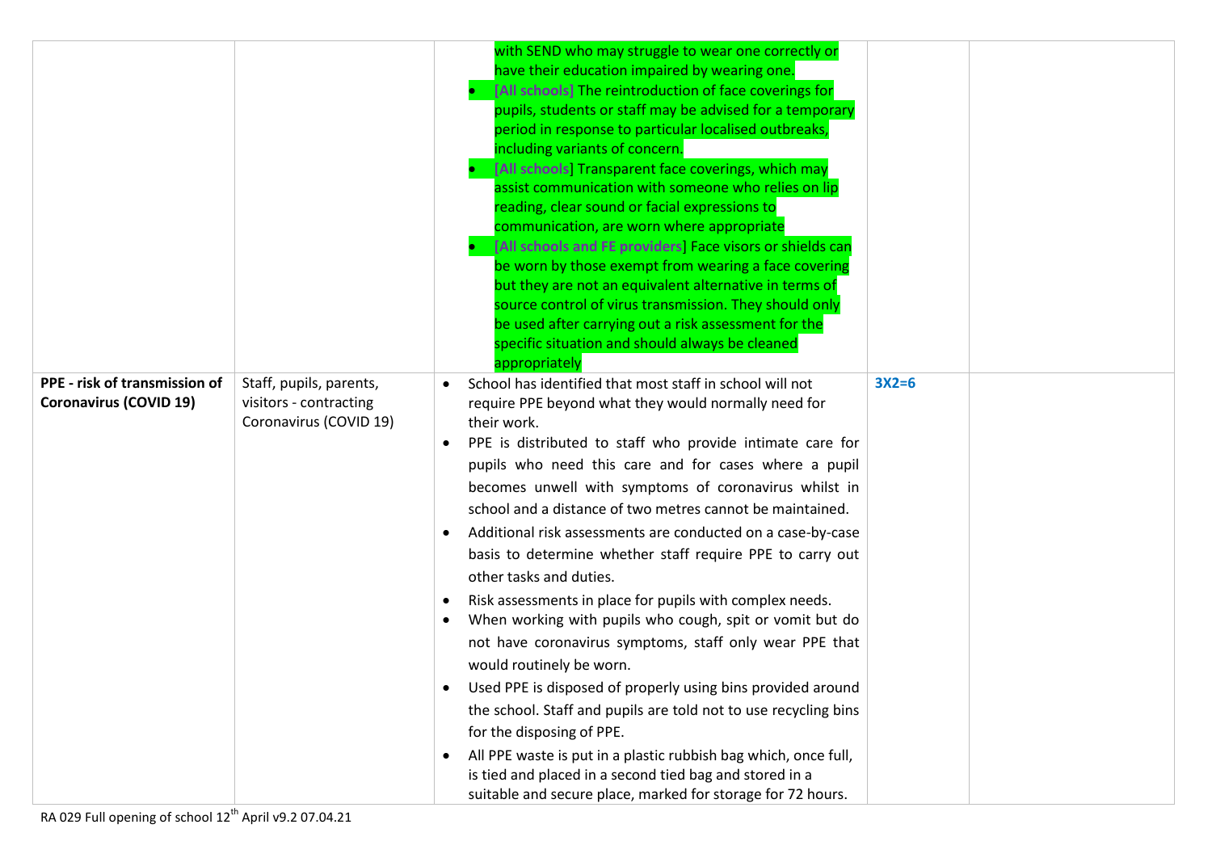| | | | | |
|---|---|---|---|---|
| | | with SEND who may struggle to wear one correctly or have their education impaired by wearing one.<br>• [All schools] The reintroduction of face coverings for pupils, students or staff may be advised for a temporary period in response to particular localised outbreaks, including variants of concern.<br>• [All schools] Transparent face coverings, which may assist communication with someone who relies on lip reading, clear sound or facial expressions to communication, are worn where appropriate<br>• [All schools and FE providers] Face visors or shields can be worn by those exempt from wearing a face covering but they are not an equivalent alternative in terms of source control of virus transmission. They should only be used after carrying out a risk assessment for the specific situation and should always be cleaned appropriately | | |
| **PPE - risk of transmission of Coronavirus (COVID 19)** | Staff, pupils, parents, visitors - contracting Coronavirus (COVID 19) | • School has identified that most staff in school will not require PPE beyond what they would normally need for their work.<br>• PPE is distributed to staff who provide intimate care for pupils who need this care and for cases where a pupil becomes unwell with symptoms of coronavirus whilst in school and a distance of two metres cannot be maintained.<br>• Additional risk assessments are conducted on a case-by-case basis to determine whether staff require PPE to carry out other tasks and duties.<br>• Risk assessments in place for pupils with complex needs.<br>• When working with pupils who cough, spit or vomit but do not have coronavirus symptoms, staff only wear PPE that would routinely be worn.<br>• Used PPE is disposed of properly using bins provided around the school. Staff and pupils are told not to use recycling bins for the disposing of PPE.<br>• All PPE waste is put in a plastic rubbish bag which, once full, is tied and placed in a second tied bag and stored in a suitable and secure place, marked for storage for 72 hours. | **3X2=6** | |

RA 029 Full opening of school 12th April v9.2 07.04.21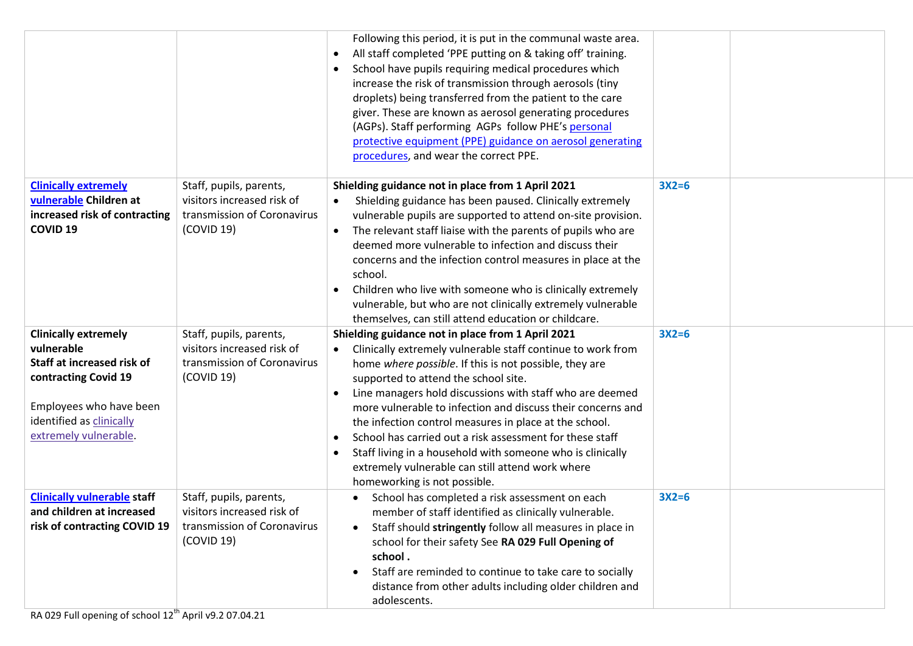| | | | | |
|---|---|---|---|---|
| | | Following this period, it is put in the communal waste area.<br>• All staff completed 'PPE putting on & taking off' training.<br>• School have pupils requiring medical procedures which increase the risk of transmission through aerosols (tiny droplets) being transferred from the patient to the care giver. These are known as aerosol generating procedures (AGPs). Staff performing AGPs follow PHE's personal protective equipment (PPE) guidance on aerosol generating procedures, and wear the correct PPE. | | |
| **Clinically extremely vulnerable Children at increased risk of contracting COVID 19** | Staff, pupils, parents, visitors increased risk of transmission of Coronavirus (COVID 19) | **Shielding guidance not in place from 1 April 2021**<br>• Shielding guidance has been paused. Clinically extremely vulnerable pupils are supported to attend on-site provision.<br>• The relevant staff liaise with the parents of pupils who are deemed more vulnerable to infection and discuss their concerns and the infection control measures in place at the school.<br>• Children who live with someone who is clinically extremely vulnerable, but who are not clinically extremely vulnerable themselves, can still attend education or childcare. | **3X2=6** | |
| **Clinically extremely vulnerable Staff at increased risk of contracting Covid 19**<br><br>Employees who have been identified as clinically extremely vulnerable. | Staff, pupils, parents, visitors increased risk of transmission of Coronavirus (COVID 19) | **Shielding guidance not in place from 1 April 2021**<br>• Clinically extremely vulnerable staff continue to work from home *where possible*. If this is not possible, they are supported to attend the school site.<br>• Line managers hold discussions with staff who are deemed more vulnerable to infection and discuss their concerns and the infection control measures in place at the school.<br>• School has carried out a risk assessment for these staff<br>• Staff living in a household with someone who is clinically extremely vulnerable can still attend work where homeworking is not possible. | **3X2=6** | |
| **Clinically vulnerable staff and children at increased risk of contracting COVID 19** | Staff, pupils, parents, visitors increased risk of transmission of Coronavirus (COVID 19) | • School has completed a risk assessment on each member of staff identified as clinically vulnerable.<br>• Staff should **stringently** follow all measures in place in school for their safety See **RA 029 Full Opening of school .**<br>• Staff are reminded to continue to take care to socially distance from other adults including older children and adolescents. | **3X2=6** | |

RA 029 Full opening of school 12th April v9.2 07.04.21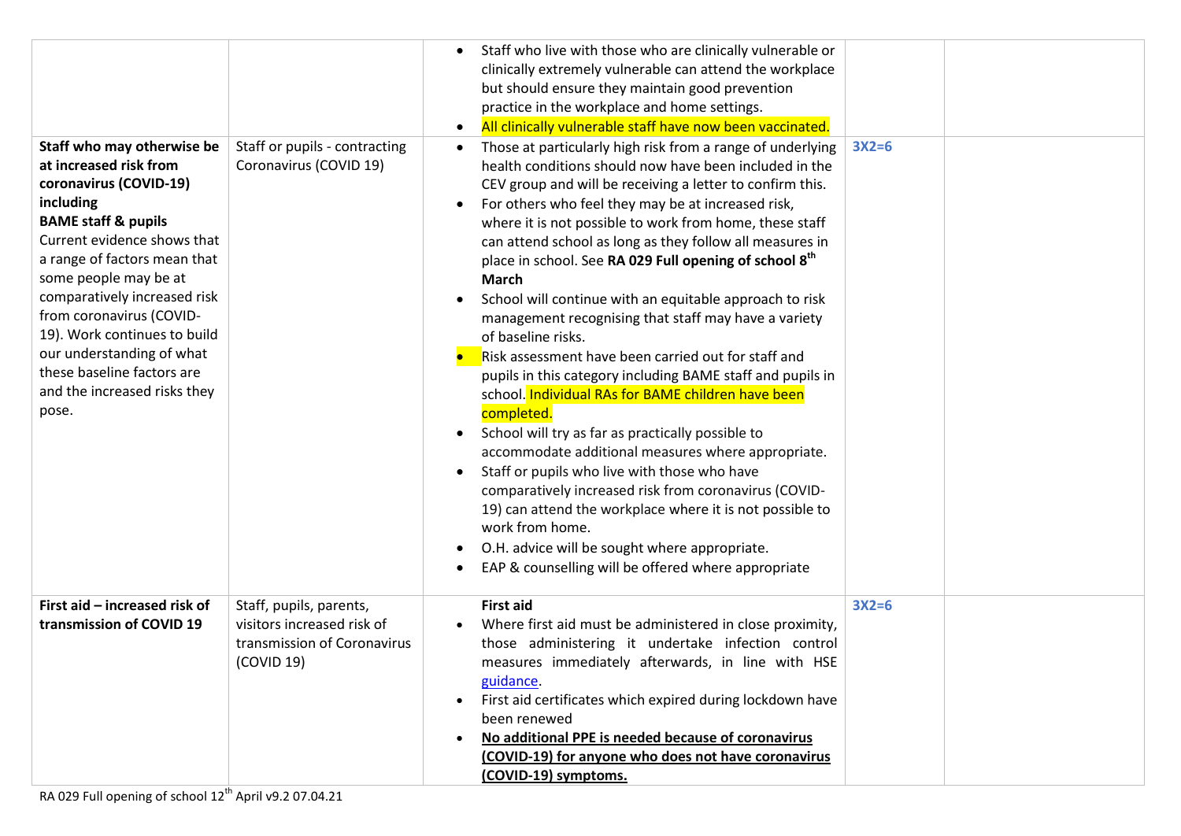| | | | | |
|---|---|---|---|---|
| | | • Staff who live with those who are clinically vulnerable or clinically extremely vulnerable can attend the workplace but should ensure they maintain good prevention practice in the workplace and home settings.<br>• All clinically vulnerable staff have now been vaccinated. | | |
| **Staff who may otherwise be at increased risk from coronavirus (COVID-19) including**<br>**BAME staff & pupils**<br>Current evidence shows that a range of factors mean that some people may be at comparatively increased risk from coronavirus (COVID-19). Work continues to build our understanding of what these baseline factors are and the increased risks they pose. | Staff or pupils - contracting Coronavirus (COVID 19) | • Those at particularly high risk from a range of underlying health conditions should now have been included in the CEV group and will be receiving a letter to confirm this.<br>• For others who feel they may be at increased risk, where it is not possible to work from home, these staff can attend school as long as they follow all measures in place in school. See **RA 029 Full opening of school 8th March**<br>• School will continue with an equitable approach to risk management recognising that staff may have a variety of baseline risks.<br>• Risk assessment have been carried out for staff and pupils in this category including BAME staff and pupils in school. Individual RAs for BAME children have been completed.<br>• School will try as far as practically possible to accommodate additional measures where appropriate.<br>• Staff or pupils who live with those who have comparatively increased risk from coronavirus (COVID-19) can attend the workplace where it is not possible to work from home.<br>• O.H. advice will be sought where appropriate.<br>• EAP & counselling will be offered where appropriate | **3X2=6** | |
| **First aid – increased risk of transmission of COVID 19** | Staff, pupils, parents, visitors increased risk of transmission of Coronavirus (COVID 19) | **First aid**<br>• Where first aid must be administered in close proximity, those administering it undertake infection control measures immediately afterwards, in line with HSE guidance.<br>• First aid certificates which expired during lockdown have been renewed<br>• **No additional PPE is needed because of coronavirus (COVID-19) for anyone who does not have coronavirus (COVID-19) symptoms.** | **3X2=6** | |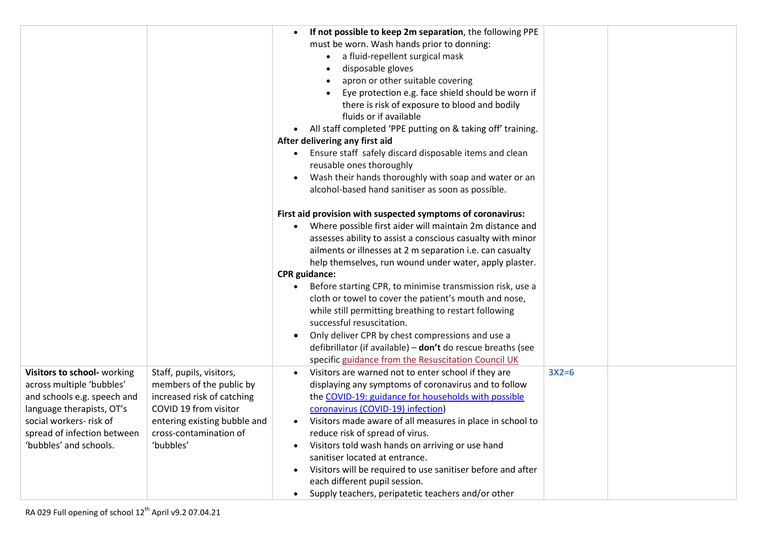| | | | | |
|---|---|---|---|---|
| | | • **If not possible to keep 2m separation**, the following PPE must be worn. Wash hands prior to donning:<br>  ◦ a fluid-repellent surgical mask<br>  ◦ disposable gloves<br>  ◦ apron or other suitable covering<br>  ◦ Eye protection e.g. face shield should be worn if there is risk of exposure to blood and bodily fluids or if available<br>• All staff completed 'PPE putting on & taking off' training.<br>**After delivering any first aid**<br>• Ensure staff safely discard disposable items and clean reusable ones thoroughly<br>• Wash their hands thoroughly with soap and water or an alcohol-based hand sanitiser as soon as possible.<br><br>**First aid provision with suspected symptoms of coronavirus:**<br>• Where possible first aider will maintain 2m distance and assesses ability to assist a conscious casualty with minor ailments or illnesses at 2 m separation i.e. can casualty help themselves, run wound under water, apply plaster.<br>**CPR guidance:**<br>• Before starting CPR, to minimise transmission risk, use a cloth or towel to cover the patient's mouth and nose, while still permitting breathing to restart following successful resuscitation.<br>• Only deliver CPR by chest compressions and use a defibrillator (if available) – **don't** do rescue breaths (see specific guidance from the Resuscitation Council UK | | |
| **Visitors to school-** working across multiple 'bubbles' and schools e.g. speech and language therapists, OT's social workers- risk of spread of infection between 'bubbles' and schools. | Staff, pupils, visitors, members of the public by increased risk of catching COVID 19 from visitor entering existing bubble and cross-contamination of 'bubbles' | • Visitors are warned not to enter school if they are displaying any symptoms of coronavirus and to follow the COVID-19: guidance for households with possible coronavirus (COVID-19) infection)<br>• Visitors made aware of all measures in place in school to reduce risk of spread of virus.<br>• Visitors told wash hands on arriving or use hand sanitiser located at entrance.<br>• Visitors will be required to use sanitiser before and after each different pupil session.<br>• Supply teachers, peripatetic teachers and/or other | 3X2=6 | |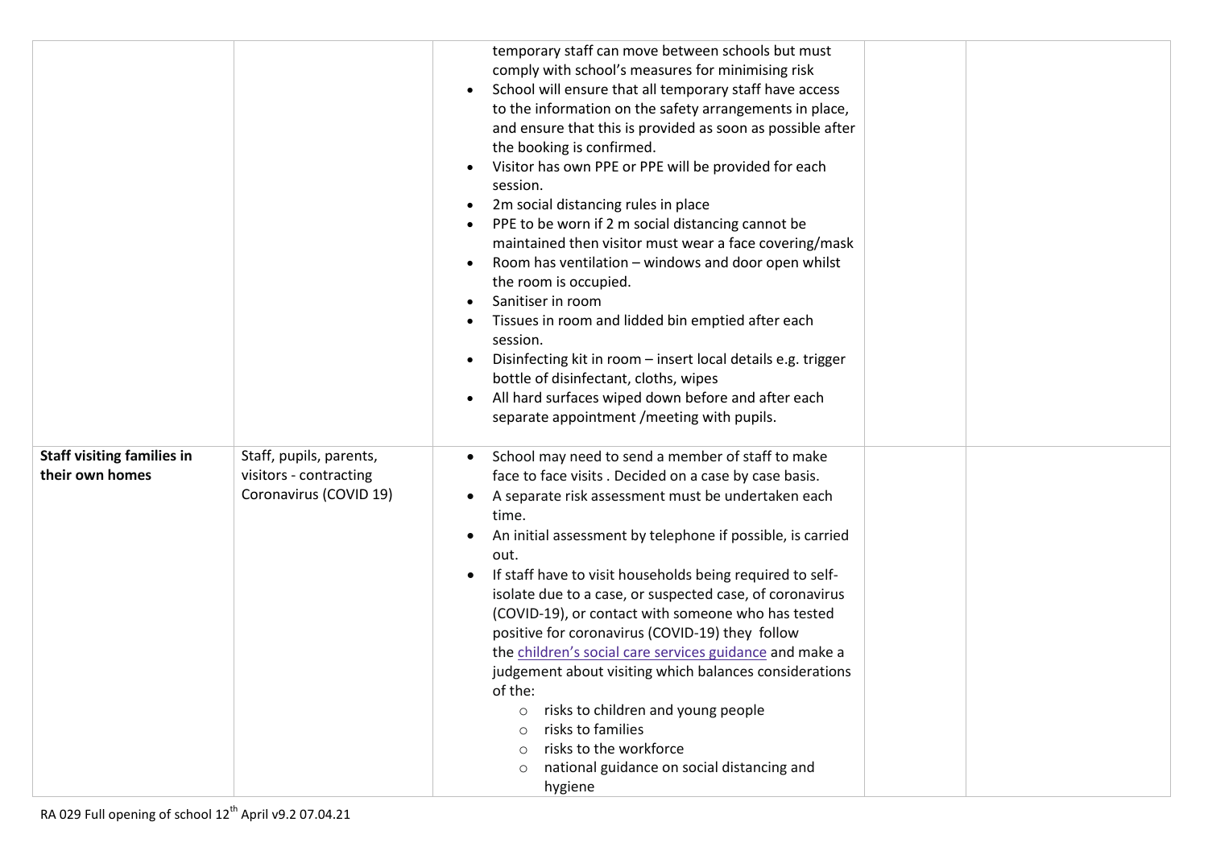| | | | | |
|---|---|---|---|---|
| | | temporary staff can move between schools but must comply with school's measures for minimising risk<br>• School will ensure that all temporary staff have access to the information on the safety arrangements in place, and ensure that this is provided as soon as possible after the booking is confirmed.<br>• Visitor has own PPE or PPE will be provided for each session.<br>• 2m social distancing rules in place<br>• PPE to be worn if 2 m social distancing cannot be maintained then visitor must wear a face covering/mask<br>• Room has ventilation – windows and door open whilst the room is occupied.<br>• Sanitiser in room<br>• Tissues in room and lidded bin emptied after each session.<br>• Disinfecting kit in room – insert local details e.g. trigger bottle of disinfectant, cloths, wipes<br>• All hard surfaces wiped down before and after each separate appointment /meeting with pupils. | | |
| **Staff visiting families in their own homes** | Staff, pupils, parents, visitors - contracting Coronavirus (COVID 19) | • School may need to send a member of staff to make face to face visits . Decided on a case by case basis.<br>• A separate risk assessment must be undertaken each time.<br>• An initial assessment by telephone if possible, is carried out.<br>• If staff have to visit households being required to self-isolate due to a case, or suspected case, of coronavirus (COVID-19), or contact with someone who has tested positive for coronavirus (COVID-19) they follow the children's social care services guidance and make a judgement about visiting which balances considerations of the:<br>  ○ risks to children and young people<br>  ○ risks to families<br>  ○ risks to the workforce<br>  ○ national guidance on social distancing and hygiene | | |

RA 029 Full opening of school 12th April v9.2 07.04.21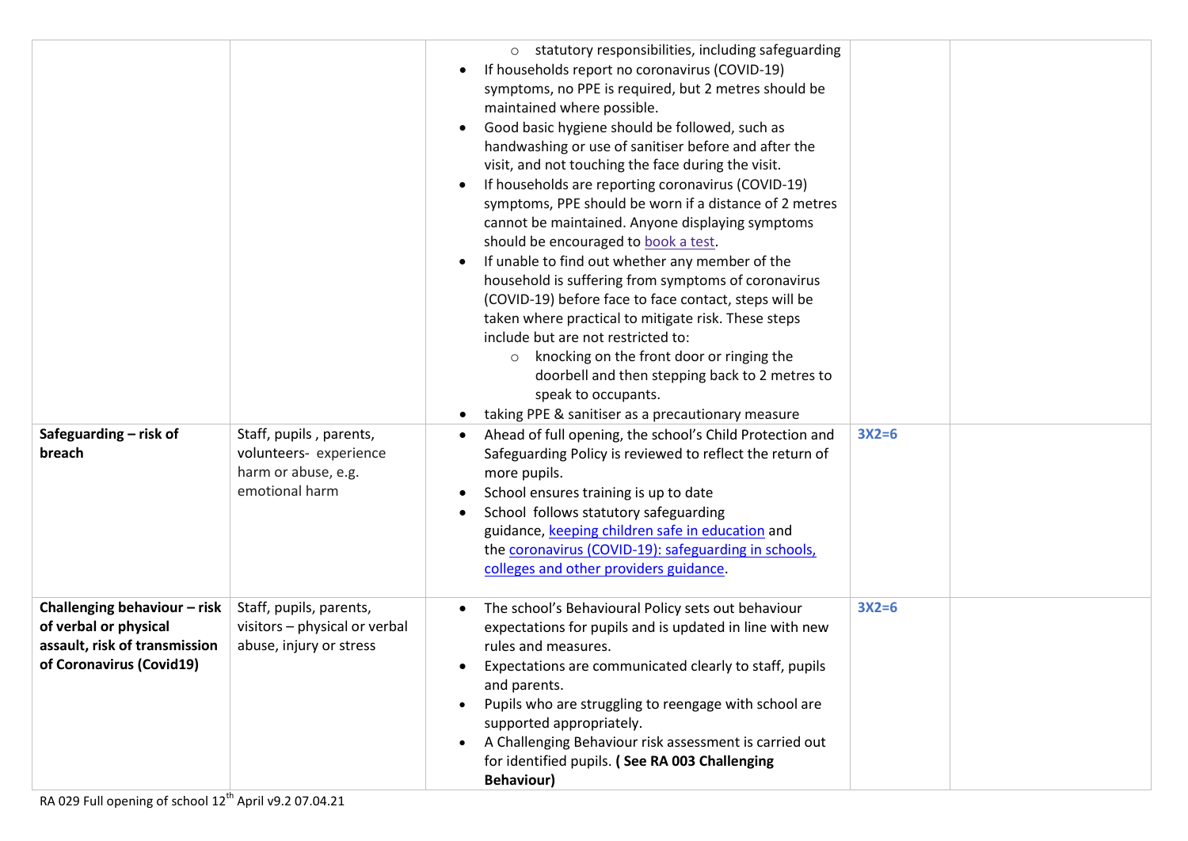| | | | | |
|---|---|---|---|---|
| | | ○ statutory responsibilities, including safeguarding<br>• If households report no coronavirus (COVID-19) symptoms, no PPE is required, but 2 metres should be maintained where possible.<br>• Good basic hygiene should be followed, such as handwashing or use of sanitiser before and after the visit, and not touching the face during the visit.<br>• If households are reporting coronavirus (COVID-19) symptoms, PPE should be worn if a distance of 2 metres cannot be maintained. Anyone displaying symptoms should be encouraged to book a test.<br>• If unable to find out whether any member of the household is suffering from symptoms of coronavirus (COVID-19) before face to face contact, steps will be taken where practical to mitigate risk. These steps include but are not restricted to:<br>○ knocking on the front door or ringing the doorbell and then stepping back to 2 metres to speak to occupants.<br>• taking PPE & sanitiser as a precautionary measure | | |
| **Safeguarding – risk of breach** | Staff, pupils , parents, volunteers- experience harm or abuse, e.g. emotional harm | • Ahead of full opening, the school's Child Protection and Safeguarding Policy is reviewed to reflect the return of more pupils.<br>• School ensures training is up to date<br>• School follows statutory safeguarding guidance, keeping children safe in education and the coronavirus (COVID-19): safeguarding in schools, colleges and other providers guidance. | 3X2=6 | |
| **Challenging behaviour – risk of verbal or physical assault, risk of transmission of Coronavirus (Covid19)** | Staff, pupils, parents, visitors – physical or verbal abuse, injury or stress | • The school's Behavioural Policy sets out behaviour expectations for pupils and is updated in line with new rules and measures.<br>• Expectations are communicated clearly to staff, pupils and parents.<br>• Pupils who are struggling to reengage with school are supported appropriately.<br>• A Challenging Behaviour risk assessment is carried out for identified pupils. **( See RA 003 Challenging Behaviour)** | 3X2=6 | |

RA 029 Full opening of school 12th April v9.2 07.04.21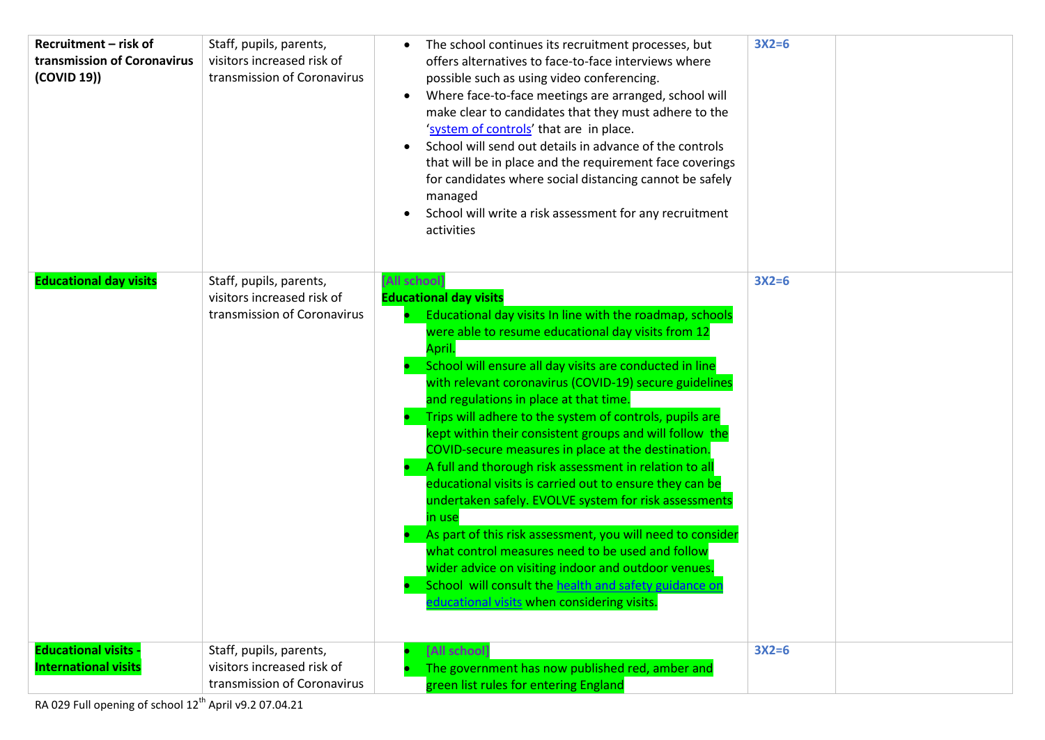| | | | | |
|---|---|---|---|---|
| **Recruitment – risk of transmission of Coronavirus (COVID 19))** | Staff, pupils, parents, visitors increased risk of transmission of Coronavirus | • The school continues its recruitment processes, but offers alternatives to face-to-face interviews where possible such as using video conferencing.<br>• Where face-to-face meetings are arranged, school will make clear to candidates that they must adhere to the 'system of controls' that are in place.<br>• School will send out details in advance of the controls that will be in place and the requirement face coverings for candidates where social distancing cannot be safely managed<br>• School will write a risk assessment for any recruitment activities | **3X2=6** | |
| **Educational day visits** | Staff, pupils, parents, visitors increased risk of transmission of Coronavirus | **[All school]**<br>**Educational day visits**<br>• Educational day visits In line with the roadmap, schools were able to resume educational day visits from 12 April.<br>• School will ensure all day visits are conducted in line with relevant coronavirus (COVID-19) secure guidelines and regulations in place at that time.<br>• Trips will adhere to the system of controls, pupils are kept within their consistent groups and will follow the COVID-secure measures in place at the destination.<br>• A full and thorough risk assessment in relation to all educational visits is carried out to ensure they can be undertaken safely. EVOLVE system for risk assessments in use<br>• As part of this risk assessment, you will need to consider what control measures need to be used and follow wider advice on visiting indoor and outdoor venues.<br>• School will consult the health and safety guidance on educational visits when considering visits. | **3X2=6** | |
| **Educational visits - International visits** | Staff, pupils, parents, visitors increased risk of transmission of Coronavirus | • **[All school]**<br>• The government has now published red, amber and green list rules for entering England | **3X2=6** | |

RA 029 Full opening of school 12th April v9.2 07.04.21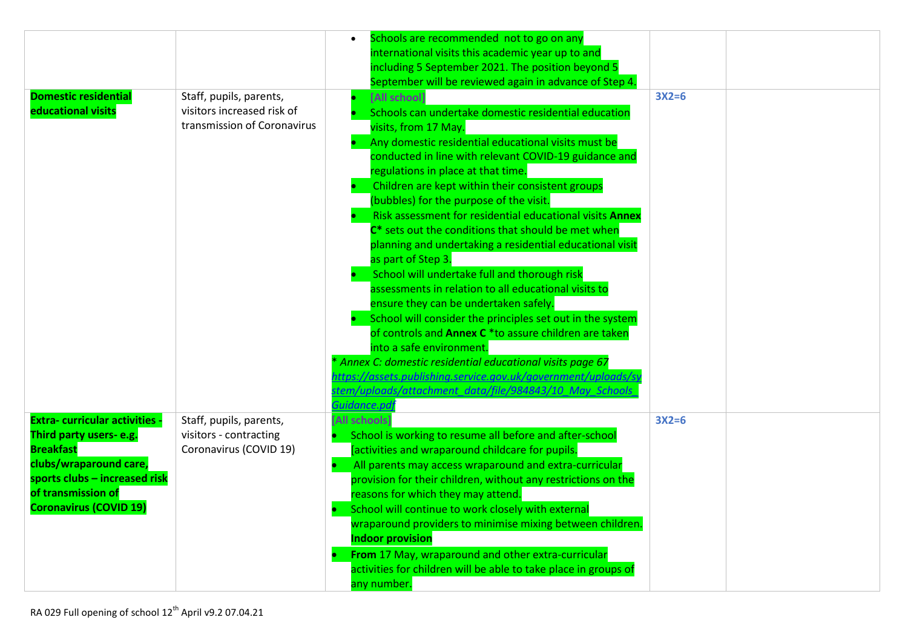| | | | | |
|---|---|---|---|---|
| | | • Schools are recommended not to go on any international visits this academic year up to and including 5 September 2021. The position beyond 5 September will be reviewed again in advance of Step 4. | | |
| **Domestic residential educational visits** | Staff, pupils, parents, visitors increased risk of transmission of Coronavirus | • **[All school]**<br>• Schools can undertake domestic residential education visits, from 17 May.<br>• Any domestic residential educational visits must be conducted in line with relevant COVID-19 guidance and regulations in place at that time.<br>• Children are kept within their consistent groups (bubbles) for the purpose of the visit.<br>• Risk assessment for residential educational visits **Annex C*** sets out the conditions that should be met when planning and undertaking a residential educational visit as part of Step 3.<br>• School will undertake full and thorough risk assessments in relation to all educational visits to ensure they can be undertaken safely.<br>• School will consider the principles set out in the system of controls and **Annex C** *to assure children are taken into a safe environment.<br>*\* Annex C: domestic residential educational visits page 67* [https://assets.publishing.service.gov.uk/government/uploads/system/uploads/attachment_data/file/984843/10_May_Schools_Guidance.pdf](https://assets.publishing.service.gov.uk/government/uploads/system/uploads/attachment_data/file/984843/10_May_Schools_Guidance.pdf) | **3X2=6** | |
| **Extra- curricular activities - Third party users- e.g. Breakfast clubs/wraparound care, sports clubs – increased risk of transmission of Coronavirus (COVID 19)** | Staff, pupils, parents, visitors - contracting Coronavirus (COVID 19) | **[All schools]**<br>• School is working to resume all before and after-school [activities and wraparound childcare for pupils.<br>• All parents may access wraparound and extra-curricular provision for their children, without any restrictions on the reasons for which they may attend.<br>• School will continue to work closely with external wraparound providers to minimise mixing between children.<br>**Indoor provision**<br>• **From** 17 May, wraparound and other extra-curricular activities for children will be able to take place in groups of any number. | **3X2=6** | |

RA 029 Full opening of school 12th April v9.2 07.04.21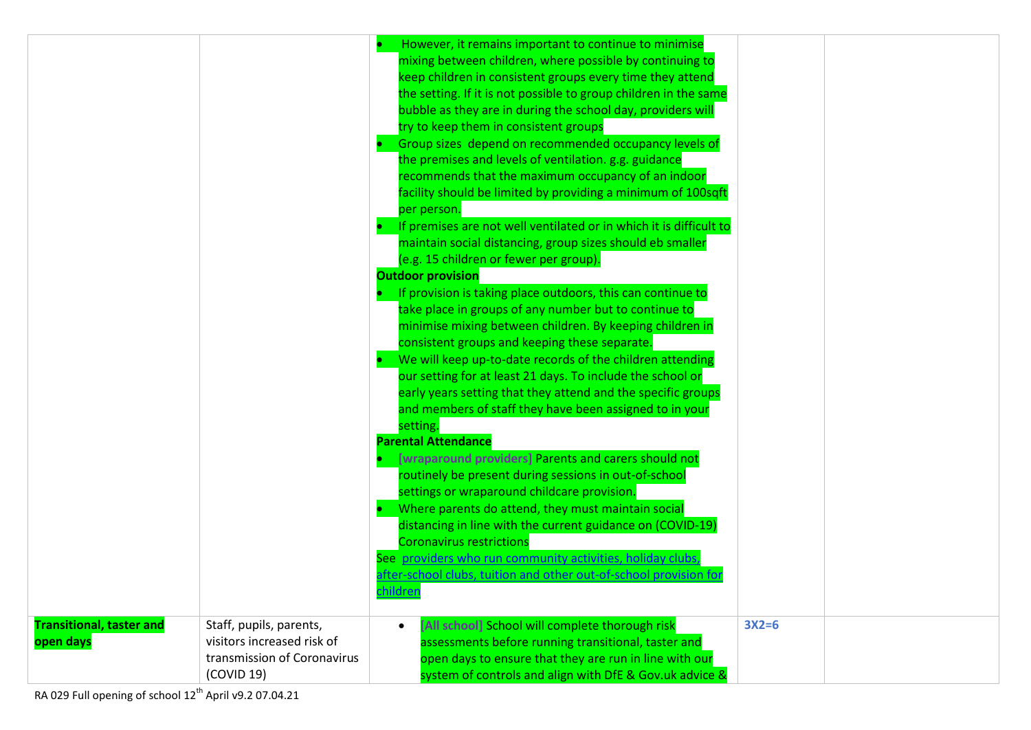| | | | | |
|---|---|---|---|---|
| | | • However, it remains important to continue to minimise mixing between children, where possible by continuing to keep children in consistent groups every time they attend the setting. If it is not possible to group children in the same bubble as they are in during the school day, providers will try to keep them in consistent groups<br>• Group sizes depend on recommended occupancy levels of the premises and levels of ventilation. g.g. guidance recommends that the maximum occupancy of an indoor facility should be limited by providing a minimum of 100sqft per person.<br>• If premises are not well ventilated or in which it is difficult to maintain social distancing, group sizes should eb smaller (e.g. 15 children or fewer per group).<br>**Outdoor provision**<br>• If provision is taking place outdoors, this can continue to take place in groups of any number but to continue to minimise mixing between children. By keeping children in consistent groups and keeping these separate.<br>• We will keep up-to-date records of the children attending our setting for at least 21 days. To include the school or early years setting that they attend and the specific groups and members of staff they have been assigned to in your setting.<br>**Parental Attendance**<br>• [wraparound providers] Parents and carers should not routinely be present during sessions in out-of-school settings or wraparound childcare provision.<br>• Where parents do attend, they must maintain social distancing in line with the current guidance on (COVID-19) Coronavirus restrictions<br>See providers who run community activities, holiday clubs, after-school clubs, tuition and other out-of-school provision for children | | |
| **Transitional, taster and open days** | Staff, pupils, parents, visitors increased risk of transmission of Coronavirus (COVID 19) | • [All school] School will complete thorough risk assessments before running transitional, taster and open days to ensure that they are run in line with our system of controls and align with DfE & Gov.uk advice & | **3X2=6** | |

RA 029 Full opening of school 12th April v9.2 07.04.21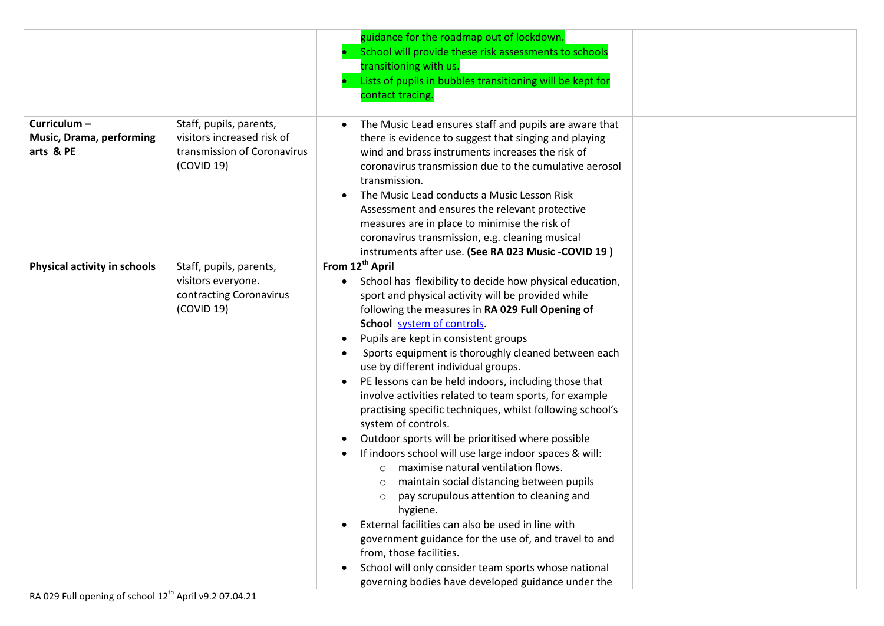| | | | | |
|---|---|---|---|---|
| | | guidance for the roadmap out of lockdown.<br>• School will provide these risk assessments to schools transitioning with us.<br>• Lists of pupils in bubbles transitioning will be kept for contact tracing. | | |
| **Curriculum – Music, Drama, performing arts & PE** | Staff, pupils, parents, visitors increased risk of transmission of Coronavirus (COVID 19) | • The Music Lead ensures staff and pupils are aware that there is evidence to suggest that singing and playing wind and brass instruments increases the risk of coronavirus transmission due to the cumulative aerosol transmission.<br>• The Music Lead conducts a Music Lesson Risk Assessment and ensures the relevant protective measures are in place to minimise the risk of coronavirus transmission, e.g. cleaning musical instruments after use. **(See RA 023 Music -COVID 19 )** | | |
| **Physical activity in schools** | Staff, pupils, parents, visitors everyone. contracting Coronavirus (COVID 19) | **From 12th April**<br>• School has flexibility to decide how physical education, sport and physical activity will be provided while following the measures in **RA 029 Full Opening of School** [system of controls](system of controls).<br>• Pupils are kept in consistent groups<br>• Sports equipment is thoroughly cleaned between each use by different individual groups.<br>• PE lessons can be held indoors, including those that involve activities related to team sports, for example practising specific techniques, whilst following school's system of controls.<br>• Outdoor sports will be prioritised where possible<br>• If indoors school will use large indoor spaces & will:<br>  ○ maximise natural ventilation flows.<br>  ○ maintain social distancing between pupils<br>  ○ pay scrupulous attention to cleaning and hygiene.<br>• External facilities can also be used in line with government guidance for the use of, and travel to and from, those facilities.<br>• School will only consider team sports whose national governing bodies have developed guidance under the | | |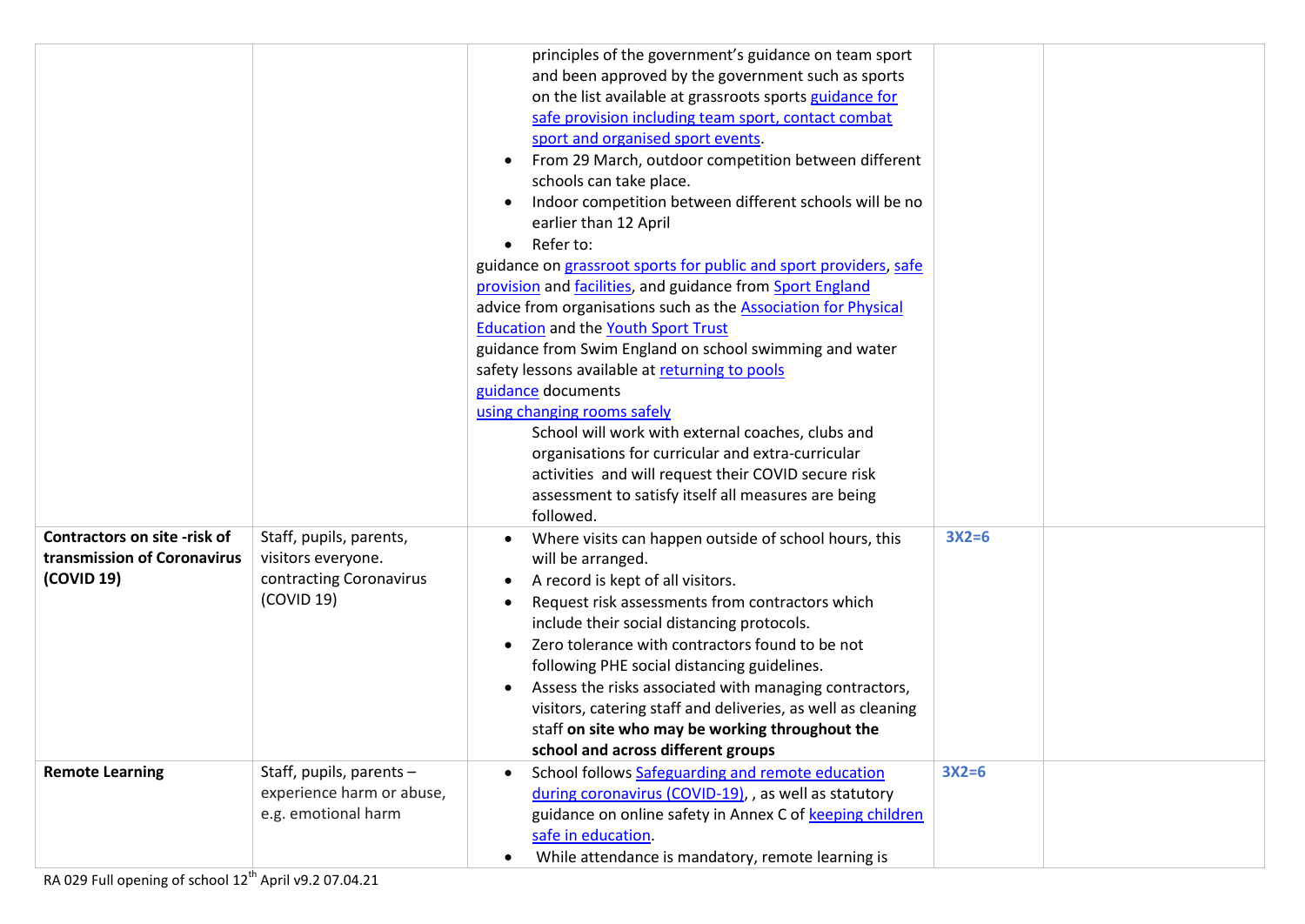| | | | | |
|---|---|---|---|---|
| | | principles of the government's guidance on team sport and been approved by the government such as sports on the list available at grassroots sports guidance for safe provision including team sport, contact combat sport and organised sport events.<br>• From 29 March, outdoor competition between different schools can take place.<br>• Indoor competition between different schools will be no earlier than 12 April<br>• Refer to:<br>guidance on grassroot sports for public and sport providers, safe provision and facilities, and guidance from Sport England advice from organisations such as the Association for Physical Education and the Youth Sport Trust<br>guidance from Swim England on school swimming and water safety lessons available at returning to pools guidance documents<br>using changing rooms safely<br>School will work with external coaches, clubs and organisations for curricular and extra-curricular activities and will request their COVID secure risk assessment to satisfy itself all measures are being followed. | | |
| **Contractors on site -risk of transmission of Coronavirus (COVID 19)** | Staff, pupils, parents, visitors everyone. contracting Coronavirus (COVID 19) | • Where visits can happen outside of school hours, this will be arranged.<br>• A record is kept of all visitors.<br>• Request risk assessments from contractors which include their social distancing protocols.<br>• Zero tolerance with contractors found to be not following PHE social distancing guidelines.<br>• Assess the risks associated with managing contractors, visitors, catering staff and deliveries, as well as cleaning staff **on site who may be working throughout the school and across different groups** | **3X2=6** | |
| **Remote Learning** | Staff, pupils, parents – experience harm or abuse, e.g. emotional harm | • School follows Safeguarding and remote education during coronavirus (COVID-19), , as well as statutory guidance on online safety in Annex C of keeping children safe in education.<br>• While attendance is mandatory, remote learning is | **3X2=6** | |

RA 029 Full opening of school 12th April v9.2 07.04.21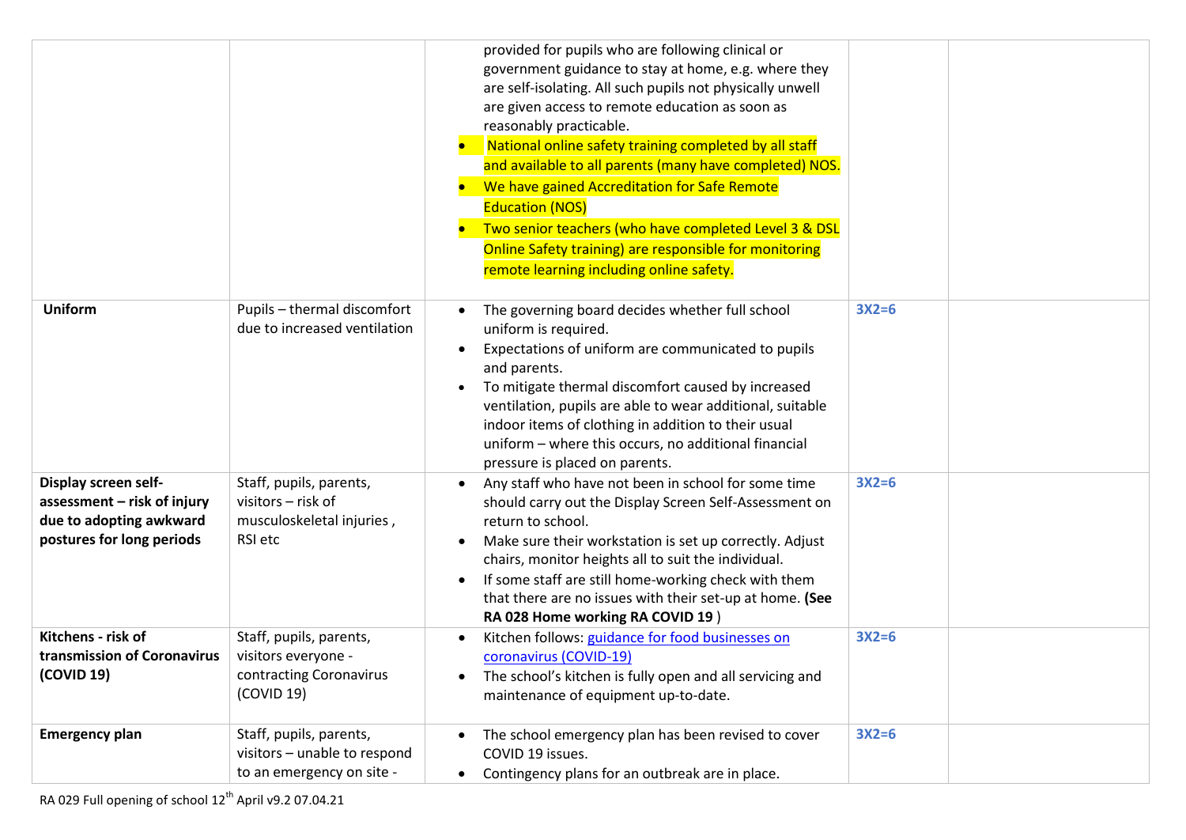| | | | | |
|---|---|---|---|---|
| | | provided for pupils who are following clinical or government guidance to stay at home, e.g. where they are self-isolating. All such pupils not physically unwell are given access to remote education as soon as reasonably practicable.<br>• National online safety training completed by all staff and available to all parents (many have completed) NOS.<br>• We have gained Accreditation for Safe Remote Education (NOS)<br>• Two senior teachers (who have completed Level 3 & DSL Online Safety training) are responsible for monitoring remote learning including online safety. | | |
| **Uniform** | Pupils – thermal discomfort due to increased ventilation | • The governing board decides whether full school uniform is required.<br>• Expectations of uniform are communicated to pupils and parents.<br>• To mitigate thermal discomfort caused by increased ventilation, pupils are able to wear additional, suitable indoor items of clothing in addition to their usual uniform – where this occurs, no additional financial pressure is placed on parents. | **3X2=6** | |
| **Display screen self-assessment – risk of injury due to adopting awkward postures for long periods** | Staff, pupils, parents, visitors – risk of musculoskeletal injuries , RSI etc | • Any staff who have not been in school for some time should carry out the Display Screen Self-Assessment on return to school.<br>• Make sure their workstation is set up correctly. Adjust chairs, monitor heights all to suit the individual.<br>• If some staff are still home-working check with them that there are no issues with their set-up at home. **(See RA 028 Home working RA COVID 19** ) | **3X2=6** | |
| **Kitchens - risk of transmission of Coronavirus (COVID 19)** | Staff, pupils, parents, visitors everyone - contracting Coronavirus (COVID 19) | • Kitchen follows: guidance for food businesses on coronavirus (COVID-19)<br>• The school's kitchen is fully open and all servicing and maintenance of equipment up-to-date. | **3X2=6** | |
| **Emergency plan** | Staff, pupils, parents, visitors – unable to respond to an emergency on site - | • The school emergency plan has been revised to cover COVID 19 issues.<br>• Contingency plans for an outbreak are in place. | **3X2=6** | |

RA 029 Full opening of school 12th April v9.2 07.04.21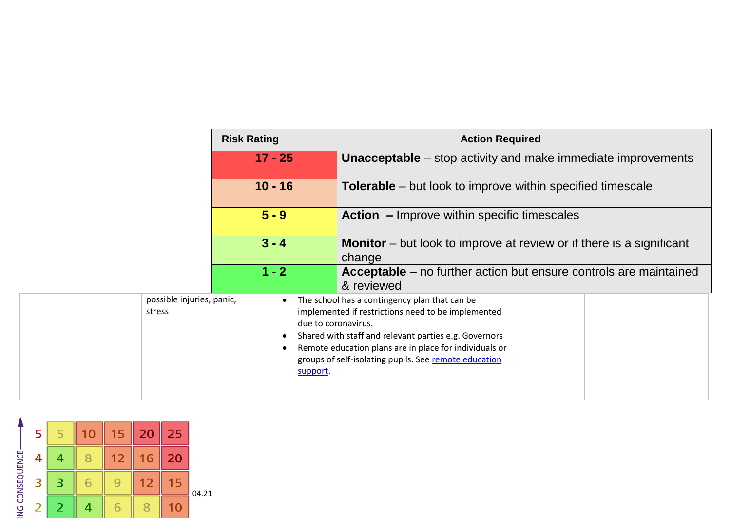| Risk Rating | Action Required |
|---|---|
| 17 - 25 | **Unacceptable** – stop activity and make immediate improvements |
| 10 - 16 | **Tolerable** – but look to improve within specified timescale |
| 5 - 9 | **Action** – Improve within specific timescales |
| 3 - 4 | **Monitor** – but look to improve at review or if there is a significant change |
| 1 - 2 | **Acceptable** – no further action but ensure controls are maintained & reviewed |

| | | | | |
|---|---|---|---|---|
| | possible injuries, panic, stress | • The school has a contingency plan that can be implemented if restrictions need to be implemented due to coronavirus.<br>• Shared with staff and relevant parties e.g. Governors<br>• Remote education plans are in place for individuals or groups of self-isolating pupils. See [remote education support](). | | |

| ING CONSEQUENCE | | | | | |
|---|---|---|---|---|---|
| 5 | 5 | 10 | 15 | 20 | 25 |
| 4 | 4 | 8 | 12 | 16 | 20 |
| 3 | 3 | 6 | 9 | 12 | 15 |
| 2 | 2 | 4 | 6 | 8 | 10 |

04.21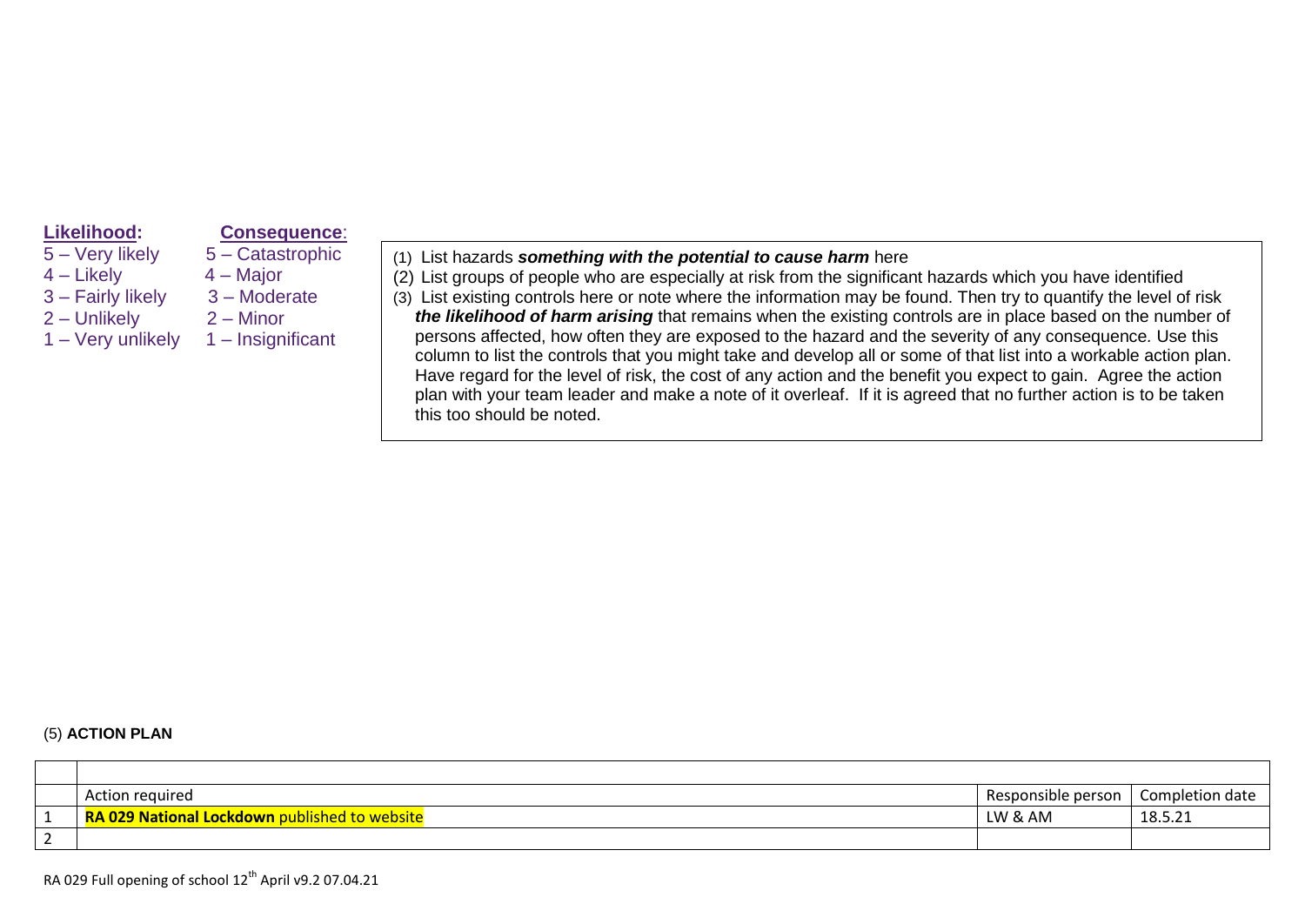| **Likelihood:** | **Consequence:** |
|---|---|
| 5 – Very likely | 5 – Catastrophic |
| 4 – Likely | 4 – Major |
| 3 – Fairly likely | 3 – Moderate |
| 2 – Unlikely | 2 – Minor |
| 1 – Very unlikely | 1 – Insignificant |

(1) List hazards ***something with the potential to cause harm*** here
(2) List groups of people who are especially at risk from the significant hazards which you have identified
(3) List existing controls here or note where the information may be found. Then try to quantify the level of risk ***the likelihood of harm arising*** that remains when the existing controls are in place based on the number of persons affected, how often they are exposed to the hazard and the severity of any consequence. Use this column to list the controls that you might take and develop all or some of that list into a workable action plan. Have regard for the level of risk, the cost of any action and the benefit you expect to gain. Agree the action plan with your team leader and make a note of it overleaf. If it is agreed that no further action is to be taken this too should be noted.

(5) **ACTION PLAN**

| | | | |
|---|---|---|---|
| | Action required | Responsible person | Completion date |
| 1 | **RA 029 National Lockdown** published to website | LW & AM | 18.5.21 |
| 2 | | | |

RA 029 Full opening of school 12th April v9.2 07.04.21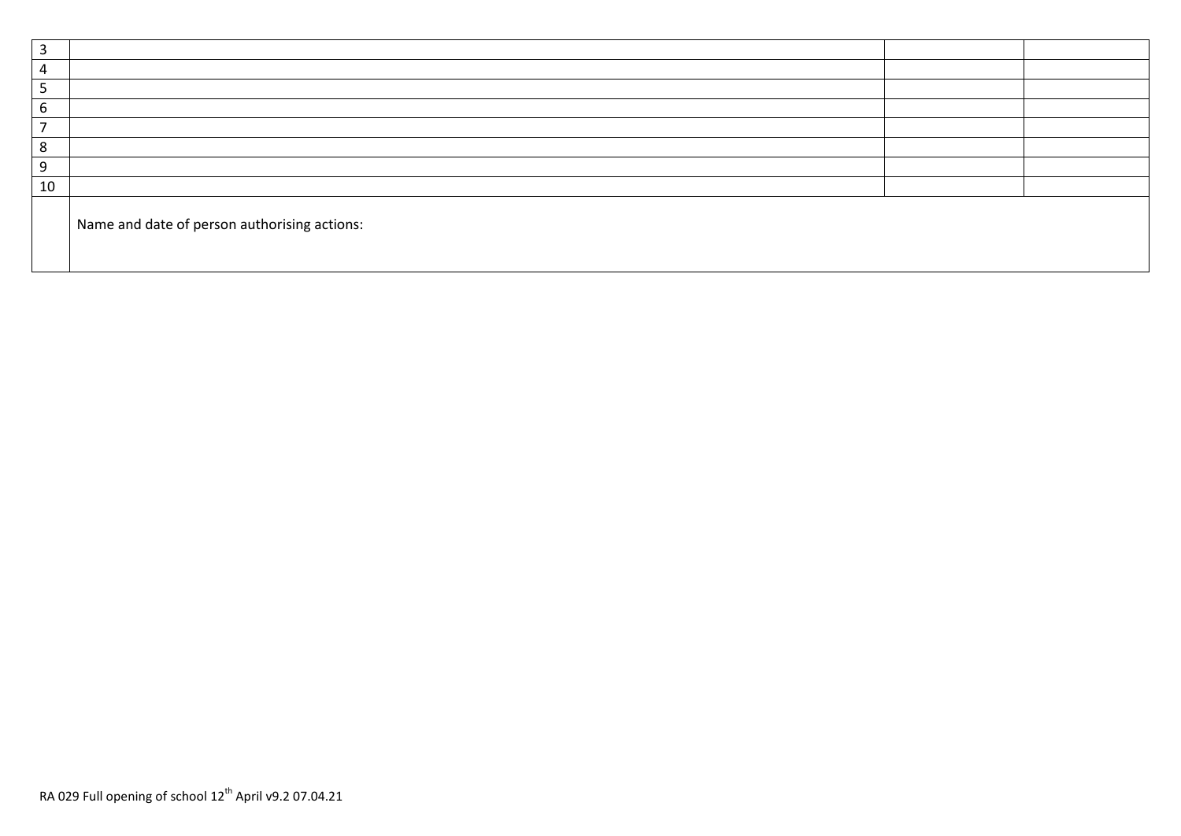| | | | |
|---|---|---|---|
| 3 | | | |
| 4 | | | |
| 5 | | | |
| 6 | | | |
| 7 | | | |
| 8 | | | |
| 9 | | | |
| 10 | | | |
| | Name and date of person authorising actions: | | |